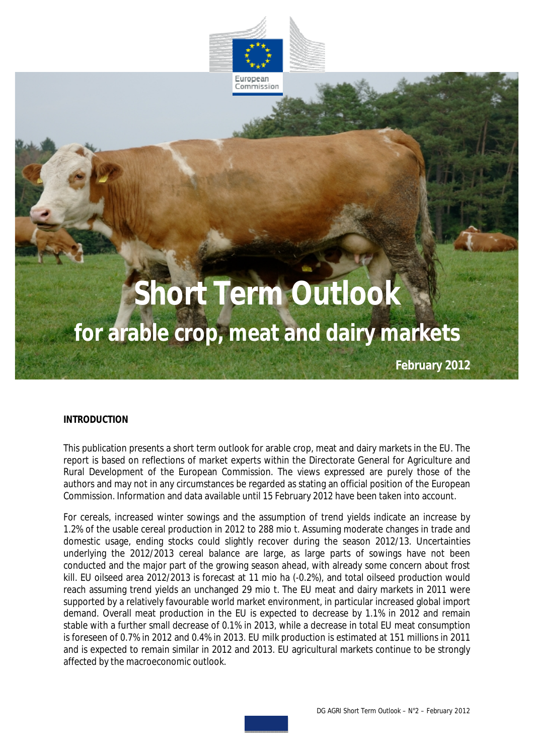# Short Term Outlook

## for arable crop, meat and dairy markets

**February 2012**

**INTRODUCTION**

This publication presents a short term outlook for arable crop, meat and dairy markets in the EU. The report is based on reflections of market experts within the Directorate General for Agriculture and Rural Development of the European Commission. The views expressed are purely those of the authors and may not in any circumstances be regarded as stating an official position of the European Commission. Information and data available until 15 February 2012 have been taken into account.

For cereals, increased winter sowings and the assumption of trend yields indicate an increase by 1.2% of the usable cereal production in 2012 to 288 mio t. Assuming moderate changes in trade and domestic usage, ending stocks could slightly recover during the season 2012/13. Uncertainties underlying the 2012/2013 cereal balance are large, as large parts of sowings have not been conducted and the major part of the growing season ahead, with already some concern about frost kill. EU oilseed area 2012/2013 is forecast at 11 mio ha (-0.2%), and total oilseed production would reach assuming trend yields an unchanged 29 mio t. The EU meat and dairy markets in 2011 were supported by a relatively favourable world market environment, in particular increased global import demand. Overall meat production in the EU is expected to decrease by 1.1% in 2012 and remain stable with a further small decrease of 0.1% in 2013, while a decrease in total EU meat consumption is foreseen of 0.7% in 2012 and 0.4% in 2013. EU milk production is estimated at 151 millions in 2011 and is expected to remain similar in 2012 and 2013. EU agricultural markets continue to be strongly affected by the macroeconomic outlook.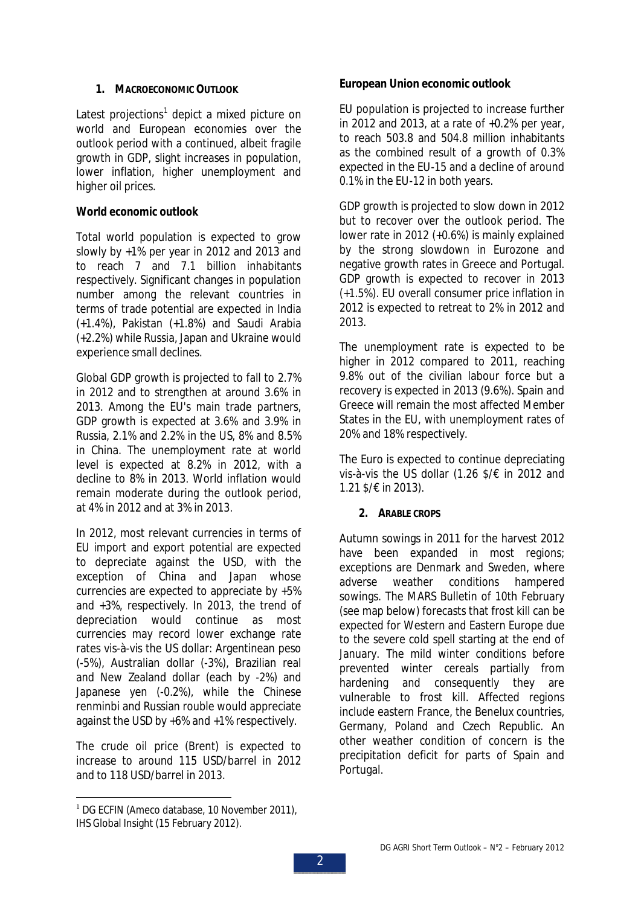## 1. MACROECONOMIC OUTLOOK

Latest projections[1] depict a mixed picture on world and European economies over the outlook period with a continued, albeit fragile growth in GDP, slight increases in population, lower inflation, higher unemployment and higher oil prices.

### World economic outlook

Total world population is expected to grow slowly by +1% per year in 2012 and 2013 and to reach 7 and 7.1 billion inhabitants respectively. Significant changes in population number among the relevant countries in terms of trade potential are expected in India (+1.4%), Pakistan (+1.8%) and Saudi Arabia (+2.2%) while Russia, Japan and Ukraine would experience small declines.

Global GDP growth is projected to fall to 2.7% in 2012 and to strengthen at around 3.6% in 2013. Among the EU's main trade partners, GDP growth is expected at 3.6% and 3.9% in Russia, 2.1% and 2.2% in the US, 8% and 8.5% in China. The unemployment rate at world level is expected at 8.2% in 2012, with a decline to 8% in 2013. World inflation would remain moderate during the outlook period, at 4% in 2012 and at 3% in 2013.

In 2012, most relevant currencies in terms of EU import and export potential are expected to depreciate against the USD, with the exception of China and Japan whose currencies are expected to appreciate by +5% and +3%, respectively. In 2013, the trend of depreciation would continue as most currencies may record lower exchange rate rates vis-à-vis the US dollar: Argentinean peso (-5%), Australian dollar (-3%), Brazilian real and New Zealand dollar (each by -2%) and Japanese yen (-0.2%), while the Chinese renminbi and Russian rouble would appreciate against the USD by +6% and +1% respectively.

The crude oil price (Brent) is expected to increase to around 115 USD/barrel in 2012 and to 118 USD/barrel in 2013.

### European Union economic outlook

EU population is projected to increase further in 2012 and 2013, at a rate of +0.2% per year, to reach 503.8 and 504.8 million inhabitants as the combined result of a growth of 0.3% expected in the EU-15 and a decline of around 0.1% in the EU-12 in both years.

GDP growth is projected to slow down in 2012 but to recover over the outlook period. The lower rate in 2012 (+0.6%) is mainly explained by the strong slowdown in Eurozone and negative growth rates in Greece and Portugal. GDP growth is expected to recover in 2013 (+1.5%). EU overall consumer price inflation in 2012 is expected to retreat to 2% in 2012 and 2013.

The unemployment rate is expected to be higher in 2012 compared to 2011, reaching 9.8% out of the civilian labour force but a recovery is expected in 2013 (9.6%). Spain and Greece will remain the most affected Member States in the EU, with unemployment rates of 20% and 18% respectively.

The Euro is expected to continue depreciating vis-à-vis the US dollar (1.26 $/€ in 2012 and 1.21 $/€ in 2013).

## 2. ARABLE CROPS

Autumn sowings in 2011 for the harvest 2012 have been expanded in most regions; exceptions are Denmark and Sweden, where adverse weather conditions hampered sowings. The MARS Bulletin of 10th February (see map below) forecasts that frost kill can be expected for Western and Eastern Europe due to the severe cold spell starting at the end of January. The mild winter conditions before prevented winter cereals partially from hardening and consequently they are vulnerable to frost kill. Affected regions include eastern France, the Benelux countries, Germany, Poland and Czech Republic. An other weather condition of concern is the precipitation deficit for parts of Spain and Portugal.

[1] DG ECFIN (Ameco database, 10 November 2011), IHS Global Insight (15 February 2012).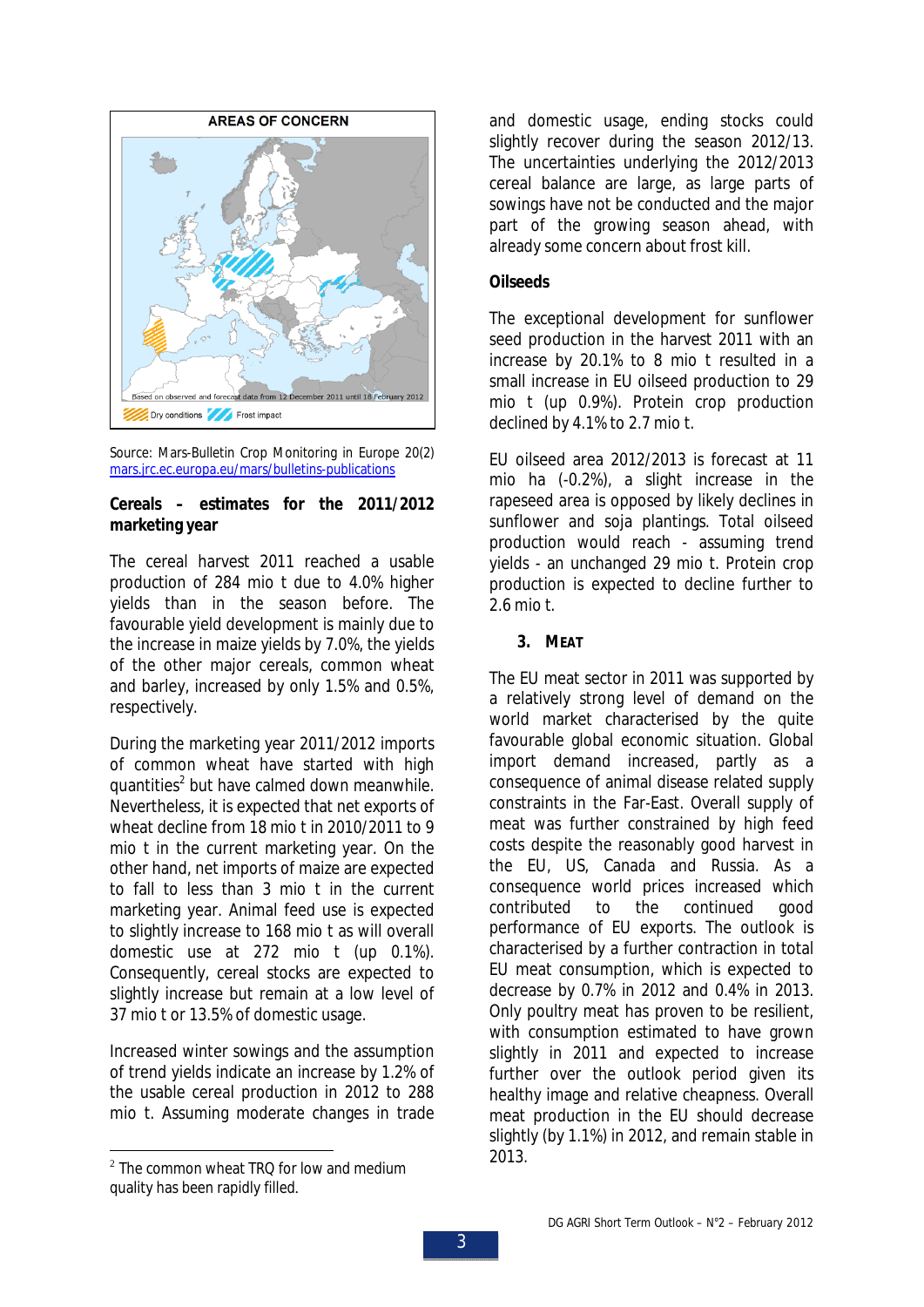**AREAS OF CONCERN**

Based on observed and forecast data from 12 December 2011 until 18 February 2012

Dry conditions   Frost impact

Source: Mars-Bulletin Crop Monitoring in Europe 20(2) mars.jrc.ec.europa.eu/mars/bulletins-publications

**Cereals – estimates for the 2011/2012 marketing year**

The cereal harvest 2011 reached a usable production of 284 mio t due to 4.0% higher yields than in the season before. The favourable yield development is mainly due to the increase in maize yields by 7.0%, the yields of the other major cereals, common wheat and barley, increased by only 1.5% and 0.5%, respectively.

During the marketing year 2011/2012 imports of common wheat have started with high quantities[2] but have calmed down meanwhile. Nevertheless, it is expected that net exports of wheat decline from 18 mio t in 2010/2011 to 9 mio t in the current marketing year. On the other hand, net imports of maize are expected to fall to less than 3 mio t in the current marketing year. Animal feed use is expected to slightly increase to 168 mio t as will overall domestic use at 272 mio t (up 0.1%). Consequently, cereal stocks are expected to slightly increase but remain at a low level of 37 mio t or 13.5% of domestic usage.

Increased winter sowings and the assumption of trend yields indicate an increase by 1.2% of the usable cereal production in 2012 to 288 mio t. Assuming moderate changes in trade and domestic usage, ending stocks could slightly recover during the season 2012/13. The uncertainties underlying the 2012/2013 cereal balance are large, as large parts of sowings have not be conducted and the major part of the growing season ahead, with already some concern about frost kill.

**Oilseeds**

The exceptional development for sunflower seed production in the harvest 2011 with an increase by 20.1% to 8 mio t resulted in a small increase in EU oilseed production to 29 mio t (up 0.9%). Protein crop production declined by 4.1% to 2.7 mio t.

EU oilseed area 2012/2013 is forecast at 11 mio ha (-0.2%), a slight increase in the rapeseed area is opposed by likely declines in sunflower and soja plantings. Total oilseed production would reach - assuming trend yields - an unchanged 29 mio t. Protein crop production is expected to decline further to 2.6 mio t.

## 3. MEAT

The EU meat sector in 2011 was supported by a relatively strong level of demand on the world market characterised by the quite favourable global economic situation. Global import demand increased, partly as a consequence of animal disease related supply constraints in the Far-East. Overall supply of meat was further constrained by high feed costs despite the reasonably good harvest in the EU, US, Canada and Russia. As a consequence world prices increased which contributed to the continued good performance of EU exports. The outlook is characterised by a further contraction in total EU meat consumption, which is expected to decrease by 0.7% in 2012 and 0.4% in 2013. Only poultry meat has proven to be resilient, with consumption estimated to have grown slightly in 2011 and expected to increase further over the outlook period given its healthy image and relative cheapness. Overall meat production in the EU should decrease slightly (by 1.1%) in 2012, and remain stable in 2013.

---

[2] The common wheat TRQ for low and medium quality has been rapidly filled.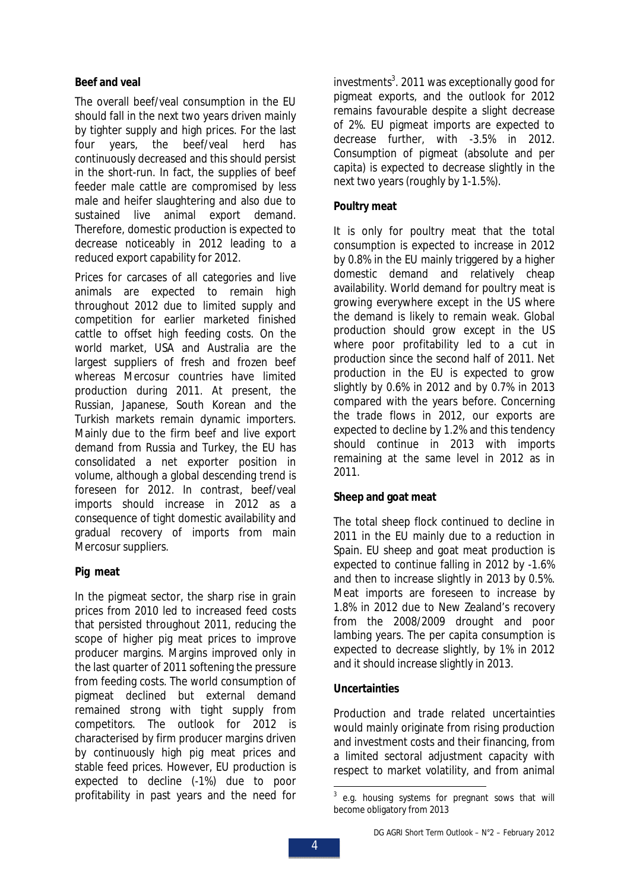**Beef and veal**

The overall beef/veal consumption in the EU should fall in the next two years driven mainly by tighter supply and high prices. For the last four years, the beef/veal herd has continuously decreased and this should persist in the short-run. In fact, the supplies of beef feeder male cattle are compromised by less male and heifer slaughtering and also due to sustained live animal export demand. Therefore, domestic production is expected to decrease noticeably in 2012 leading to a reduced export capability for 2012.

Prices for carcases of all categories and live animals are expected to remain high throughout 2012 due to limited supply and competition for earlier marketed finished cattle to offset high feeding costs. On the world market, USA and Australia are the largest suppliers of fresh and frozen beef whereas Mercosur countries have limited production during 2011. At present, the Russian, Japanese, South Korean and the Turkish markets remain dynamic importers. Mainly due to the firm beef and live export demand from Russia and Turkey, the EU has consolidated a net exporter position in volume, although a global descending trend is foreseen for 2012. In contrast, beef/veal imports should increase in 2012 as a consequence of tight domestic availability and gradual recovery of imports from main Mercosur suppliers.

**Pig meat**

In the pigmeat sector, the sharp rise in grain prices from 2010 led to increased feed costs that persisted throughout 2011, reducing the scope of higher pig meat prices to improve producer margins. Margins improved only in the last quarter of 2011 softening the pressure from feeding costs. The world consumption of pigmeat declined but external demand remained strong with tight supply from competitors. The outlook for 2012 is characterised by firm producer margins driven by continuously high pig meat prices and stable feed prices. However, EU production is expected to decline (-1%) due to poor profitability in past years and the need for investments[3]. 2011 was exceptionally good for pigmeat exports, and the outlook for 2012 remains favourable despite a slight decrease of 2%. EU pigmeat imports are expected to decrease further, with -3.5% in 2012. Consumption of pigmeat (absolute and per capita) is expected to decrease slightly in the next two years (roughly by 1-1.5%).

**Poultry meat**

It is only for poultry meat that the total consumption is expected to increase in 2012 by 0.8% in the EU mainly triggered by a higher domestic demand and relatively cheap availability. World demand for poultry meat is growing everywhere except in the US where the demand is likely to remain weak. Global production should grow except in the US where poor profitability led to a cut in production since the second half of 2011. Net production in the EU is expected to grow slightly by 0.6% in 2012 and by 0.7% in 2013 compared with the years before. Concerning the trade flows in 2012, our exports are expected to decline by 1.2% and this tendency should continue in 2013 with imports remaining at the same level in 2012 as in 2011.

**Sheep and goat meat**

The total sheep flock continued to decline in 2011 in the EU mainly due to a reduction in Spain. EU sheep and goat meat production is expected to continue falling in 2012 by -1.6% and then to increase slightly in 2013 by 0.5%. Meat imports are foreseen to increase by 1.8% in 2012 due to New Zealand's recovery from the 2008/2009 drought and poor lambing years. The per capita consumption is expected to decrease slightly, by 1% in 2012 and it should increase slightly in 2013.

**Uncertainties**

Production and trade related uncertainties would mainly originate from rising production and investment costs and their financing, from a limited sectoral adjustment capacity with respect to market volatility, and from animal

[3] e.g. housing systems for pregnant sows that will become obligatory from 2013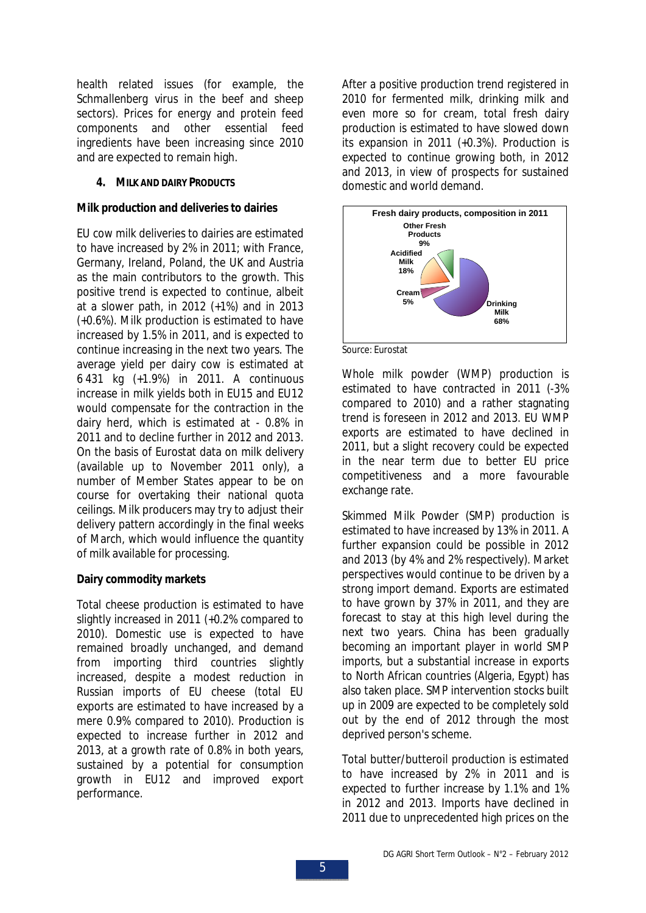health related issues (for example, the Schmallenberg virus in the beef and sheep sectors). Prices for energy and protein feed components and other essential feed ingredients have been increasing since 2010 and are expected to remain high.

## 4. MILK AND DAIRY PRODUCTS

### Milk production and deliveries to dairies

EU cow milk deliveries to dairies are estimated to have increased by 2% in 2011; with France, Germany, Ireland, Poland, the UK and Austria as the main contributors to the growth. This positive trend is expected to continue, albeit at a slower path, in 2012 (+1%) and in 2013 (+0.6%). Milk production is estimated to have increased by 1.5% in 2011, and is expected to continue increasing in the next two years. The average yield per dairy cow is estimated at 6 431 kg (+1.9%) in 2011. A continuous increase in milk yields both in EU15 and EU12 would compensate for the contraction in the dairy herd, which is estimated at - 0.8% in 2011 and to decline further in 2012 and 2013. On the basis of Eurostat data on milk delivery (available up to November 2011 only), a number of Member States appear to be on course for overtaking their national quota ceilings. Milk producers may try to adjust their delivery pattern accordingly in the final weeks of March, which would influence the quantity of milk available for processing.

### Dairy commodity markets

Total cheese production is estimated to have slightly increased in 2011 (+0.2% compared to 2010). Domestic use is expected to have remained broadly unchanged, and demand from importing third countries slightly increased, despite a modest reduction in Russian imports of EU cheese (total EU exports are estimated to have increased by a mere 0.9% compared to 2010). Production is expected to increase further in 2012 and 2013, at a growth rate of 0.8% in both years, sustained by a potential for consumption growth in EU12 and improved export performance.

After a positive production trend registered in 2010 for fermented milk, drinking milk and even more so for cream, total fresh dairy production is estimated to have slowed down its expansion in 2011 (+0.3%). Production is expected to continue growing both, in 2012 and 2013, in view of prospects for sustained domestic and world demand.

**Fresh dairy products, composition in 2011**

| Product | Share |
|---|---|
| Drinking Milk | 68% |
| Acidified Milk | 18% |
| Other Fresh Products | 9% |
| Cream | 5% |

Source: Eurostat

Whole milk powder (WMP) production is estimated to have contracted in 2011 (-3% compared to 2010) and a rather stagnating trend is foreseen in 2012 and 2013. EU WMP exports are estimated to have declined in 2011, but a slight recovery could be expected in the near term due to better EU price competitiveness and a more favourable exchange rate.

Skimmed Milk Powder (SMP) production is estimated to have increased by 13% in 2011. A further expansion could be possible in 2012 and 2013 (by 4% and 2% respectively). Market perspectives would continue to be driven by a strong import demand. Exports are estimated to have grown by 37% in 2011, and they are forecast to stay at this high level during the next two years. China has been gradually becoming an important player in world SMP imports, but a substantial increase in exports to North African countries (Algeria, Egypt) has also taken place. SMP intervention stocks built up in 2009 are expected to be completely sold out by the end of 2012 through the most deprived person's scheme.

Total butter/butteroil production is estimated to have increased by 2% in 2011 and is expected to further increase by 1.1% and 1% in 2012 and 2013. Imports have declined in 2011 due to unprecedented high prices on the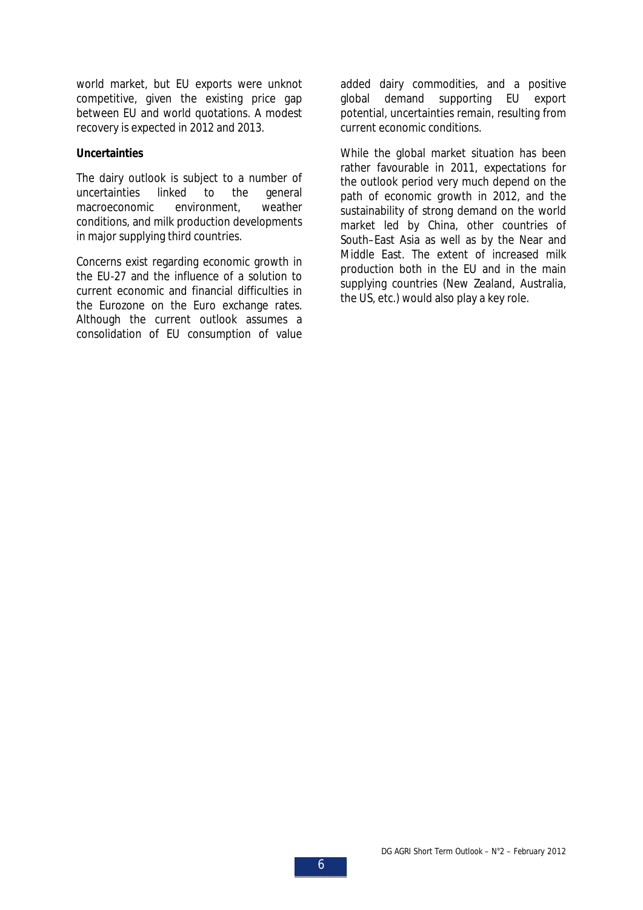world market, but EU exports were unknot competitive, given the existing price gap between EU and world quotations. A modest recovery is expected in 2012 and 2013.

**Uncertainties**

The dairy outlook is subject to a number of uncertainties linked to the general macroeconomic environment, weather conditions, and milk production developments in major supplying third countries.

Concerns exist regarding economic growth in the EU-27 and the influence of a solution to current economic and financial difficulties in the Eurozone on the Euro exchange rates. Although the current outlook assumes a consolidation of EU consumption of value added dairy commodities, and a positive global demand supporting EU export potential, uncertainties remain, resulting from current economic conditions.

While the global market situation has been rather favourable in 2011, expectations for the outlook period very much depend on the path of economic growth in 2012, and the sustainability of strong demand on the world market led by China, other countries of South–East Asia as well as by the Near and Middle East. The extent of increased milk production both in the EU and in the main supplying countries (New Zealand, Australia, the US, etc.) would also play a key role.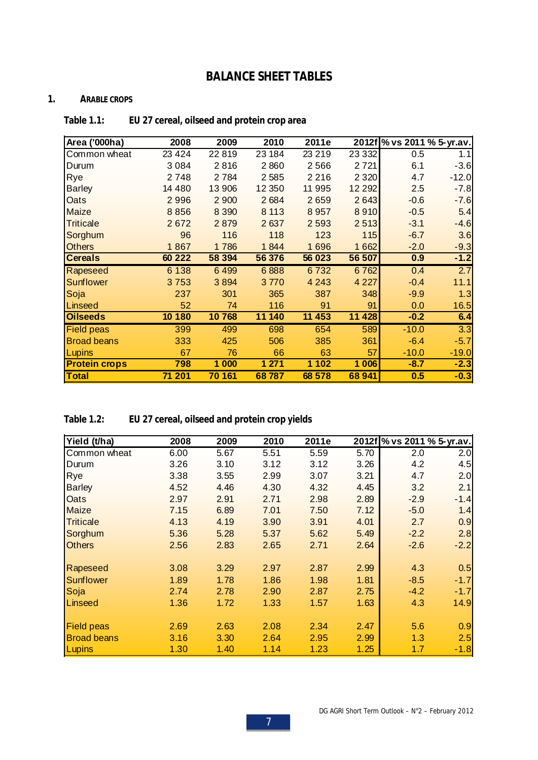# BALANCE SHEET TABLES

## 1. ARABLE CROPS

### Table 1.1: EU 27 cereal, oilseed and protein crop area

| Area ('000ha) | 2008 | 2009 | 2010 | 2011e | 2012f | % vs 2011 | % 5-yr.av. |
|---|---|---|---|---|---|---|---|
| Common wheat | 23 424 | 22 819 | 23 184 | 23 219 | 23 332 | 0.5 | 1.1 |
| Durum | 3 084 | 2 816 | 2 860 | 2 566 | 2 721 | 6.1 | -3.6 |
| Rye | 2 748 | 2 784 | 2 585 | 2 216 | 2 320 | 4.7 | -12.0 |
| Barley | 14 480 | 13 906 | 12 350 | 11 995 | 12 292 | 2.5 | -7.8 |
| Oats | 2 996 | 2 900 | 2 684 | 2 659 | 2 643 | -0.6 | -7.6 |
| Maize | 8 856 | 8 390 | 8 113 | 8 957 | 8 910 | -0.5 | 5.4 |
| Triticale | 2 672 | 2 879 | 2 637 | 2 593 | 2 513 | -3.1 | -4.6 |
| Sorghum | 96 | 116 | 118 | 123 | 115 | -6.7 | 3.6 |
| Others | 1 867 | 1 786 | 1 844 | 1 696 | 1 662 | -2.0 | -9.3 |
| **Cereals** | **60 222** | **58 394** | **56 376** | **56 023** | **56 507** | **0.9** | **-1.2** |
| Rapeseed | 6 138 | 6 499 | 6 888 | 6 732 | 6 762 | 0.4 | 2.7 |
| Sunflower | 3 753 | 3 894 | 3 770 | 4 243 | 4 227 | -0.4 | 11.1 |
| Soja | 237 | 301 | 365 | 387 | 348 | -9.9 | 1.3 |
| Linseed | 52 | 74 | 116 | 91 | 91 | 0.0 | 16.5 |
| **Oilseeds** | **10 180** | **10 768** | **11 140** | **11 453** | **11 428** | **-0.2** | **6.4** |
| Field peas | 399 | 499 | 698 | 654 | 589 | -10.0 | 3.3 |
| Broad beans | 333 | 425 | 506 | 385 | 361 | -6.4 | -5.7 |
| Lupins | 67 | 76 | 66 | 63 | 57 | -10.0 | -19.0 |
| **Protein crops** | **798** | **1 000** | **1 271** | **1 102** | **1 006** | **-8.7** | **-2.3** |
| **Total** | **71 201** | **70 161** | **68 787** | **68 578** | **68 941** | **0.5** | **-0.3** |

### Table 1.2: EU 27 cereal, oilseed and protein crop yields

| Yield (t/ha) | 2008 | 2009 | 2010 | 2011e | 2012f | % vs 2011 | % 5-yr.av. |
|---|---|---|---|---|---|---|---|
| Common wheat | 6.00 | 5.67 | 5.51 | 5.59 | 5.70 | 2.0 | 2.0 |
| Durum | 3.26 | 3.10 | 3.12 | 3.12 | 3.26 | 4.2 | 4.5 |
| Rye | 3.38 | 3.55 | 2.99 | 3.07 | 3.21 | 4.7 | 2.0 |
| Barley | 4.52 | 4.46 | 4.30 | 4.32 | 4.45 | 3.2 | 2.1 |
| Oats | 2.97 | 2.91 | 2.71 | 2.98 | 2.89 | -2.9 | -1.4 |
| Maize | 7.15 | 6.89 | 7.01 | 7.50 | 7.12 | -5.0 | 1.4 |
| Triticale | 4.13 | 4.19 | 3.90 | 3.91 | 4.01 | 2.7 | 0.9 |
| Sorghum | 5.36 | 5.28 | 5.37 | 5.62 | 5.49 | -2.2 | 2.8 |
| Others | 2.56 | 2.83 | 2.65 | 2.71 | 2.64 | -2.6 | -2.2 |
| | | | | | | | |
| Rapeseed | 3.08 | 3.29 | 2.97 | 2.87 | 2.99 | 4.3 | 0.5 |
| Sunflower | 1.89 | 1.78 | 1.86 | 1.98 | 1.81 | -8.5 | -1.7 |
| Soja | 2.74 | 2.78 | 2.90 | 2.87 | 2.75 | -4.2 | -1.7 |
| Linseed | 1.36 | 1.72 | 1.33 | 1.57 | 1.63 | 4.3 | 14.9 |
| | | | | | | | |
| Field peas | 2.69 | 2.63 | 2.08 | 2.34 | 2.47 | 5.6 | 0.9 |
| Broad beans | 3.16 | 3.30 | 2.64 | 2.95 | 2.99 | 1.3 | 2.5 |
| Lupins | 1.30 | 1.40 | 1.14 | 1.23 | 1.25 | 1.7 | -1.8 |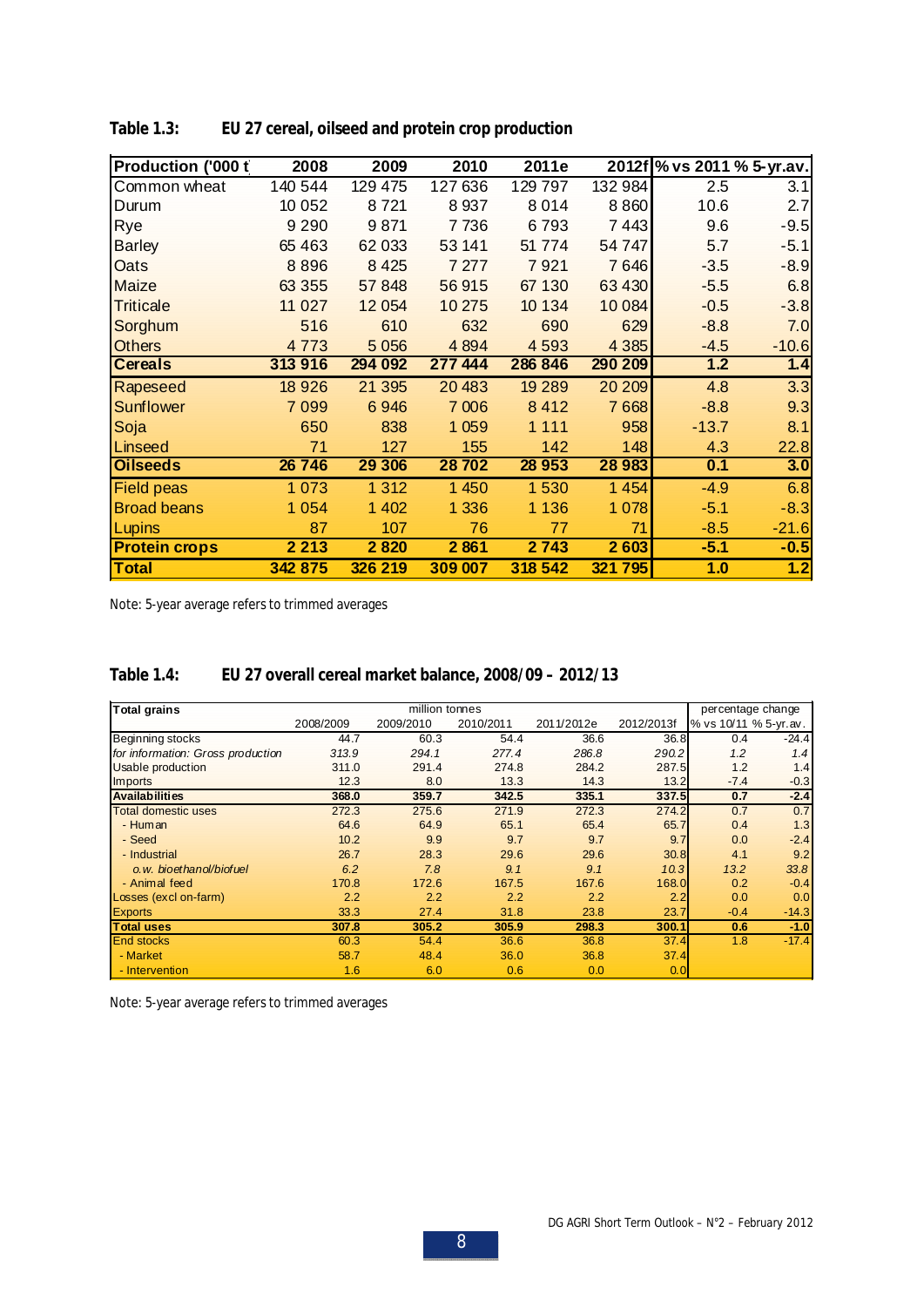**Table 1.3: EU 27 cereal, oilseed and protein crop production**

| Production ('000 t | 2008 | 2009 | 2010 | 2011e | 2012f | % vs 2011 | % 5-yr.av. |
|---|---|---|---|---|---|---|---|
| Common wheat | 140 544 | 129 475 | 127 636 | 129 797 | 132 984 | 2.5 | 3.1 |
| Durum | 10 052 | 8 721 | 8 937 | 8 014 | 8 860 | 10.6 | 2.7 |
| Rye | 9 290 | 9 871 | 7 736 | 6 793 | 7 443 | 9.6 | -9.5 |
| Barley | 65 463 | 62 033 | 53 141 | 51 774 | 54 747 | 5.7 | -5.1 |
| Oats | 8 896 | 8 425 | 7 277 | 7 921 | 7 646 | -3.5 | -8.9 |
| Maize | 63 355 | 57 848 | 56 915 | 67 130 | 63 430 | -5.5 | 6.8 |
| Triticale | 11 027 | 12 054 | 10 275 | 10 134 | 10 084 | -0.5 | -3.8 |
| Sorghum | 516 | 610 | 632 | 690 | 629 | -8.8 | 7.0 |
| Others | 4 773 | 5 056 | 4 894 | 4 593 | 4 385 | -4.5 | -10.6 |
| **Cereals** | **313 916** | **294 092** | **277 444** | **286 846** | **290 209** | **1.2** | **1.4** |
| Rapeseed | 18 926 | 21 395 | 20 483 | 19 289 | 20 209 | 4.8 | 3.3 |
| Sunflower | 7 099 | 6 946 | 7 006 | 8 412 | 7 668 | -8.8 | 9.3 |
| Soja | 650 | 838 | 1 059 | 1 111 | 958 | -13.7 | 8.1 |
| Linseed | 71 | 127 | 155 | 142 | 148 | 4.3 | 22.8 |
| **Oilseeds** | **26 746** | **29 306** | **28 702** | **28 953** | **28 983** | **0.1** | **3.0** |
| Field peas | 1 073 | 1 312 | 1 450 | 1 530 | 1 454 | -4.9 | 6.8 |
| Broad beans | 1 054 | 1 402 | 1 336 | 1 136 | 1 078 | -5.1 | -8.3 |
| Lupins | 87 | 107 | 76 | 77 | 71 | -8.5 | -21.6 |
| **Protein crops** | **2 213** | **2 820** | **2 861** | **2 743** | **2 603** | **-5.1** | **-0.5** |
| **Total** | **342 875** | **326 219** | **309 007** | **318 542** | **321 795** | **1.0** | **1.2** |

Note: 5-year average refers to trimmed averages

**Table 1.4: EU 27 overall cereal market balance, 2008/09 – 2012/13**

| Total grains | million tonnes | | | | | percentage change | |
|---|---|---|---|---|---|---|---|
| | 2008/2009 | 2009/2010 | 2010/2011 | 2011/2012e | 2012/2013f | % vs 10/11 | % 5-yr.av. |
| Beginning stocks | 44.7 | 60.3 | 54.4 | 36.6 | 36.8 | 0.4 | -24.4 |
| *for information: Gross production* | *313.9* | *294.1* | *277.4* | *286.8* | *290.2* | *1.2* | *1.4* |
| Usable production | 311.0 | 291.4 | 274.8 | 284.2 | 287.5 | 1.2 | 1.4 |
| Imports | 12.3 | 8.0 | 13.3 | 14.3 | 13.2 | -7.4 | -0.3 |
| **Availabilities** | **368.0** | **359.7** | **342.5** | **335.1** | **337.5** | **0.7** | **-2.4** |
| Total domestic uses | 272.3 | 275.6 | 271.9 | 272.3 | 274.2 | 0.7 | 0.7 |
| - Human | 64.6 | 64.9 | 65.1 | 65.4 | 65.7 | 0.4 | 1.3 |
| - Seed | 10.2 | 9.9 | 9.7 | 9.7 | 9.7 | 0.0 | -2.4 |
| - Industrial | 26.7 | 28.3 | 29.6 | 29.6 | 30.8 | 4.1 | 9.2 |
| *o.w. bioethanol/biofuel* | *6.2* | *7.8* | *9.1* | *9.1* | *10.3* | *13.2* | *33.8* |
| - Animal feed | 170.8 | 172.6 | 167.5 | 167.6 | 168.0 | 0.2 | -0.4 |
| Losses (excl on-farm) | 2.2 | 2.2 | 2.2 | 2.2 | 2.2 | 0.0 | 0.0 |
| Exports | 33.3 | 27.4 | 31.8 | 23.8 | 23.7 | -0.4 | -14.3 |
| **Total uses** | **307.8** | **305.2** | **305.9** | **298.3** | **300.1** | **0.6** | **-1.0** |
| End stocks | 60.3 | 54.4 | 36.6 | 36.8 | 37.4 | 1.8 | -17.4 |
| - Market | 58.7 | 48.4 | 36.0 | 36.8 | 37.4 | | |
| - Intervention | 1.6 | 6.0 | 0.6 | 0.0 | 0.0 | | |

Note: 5-year average refers to trimmed averages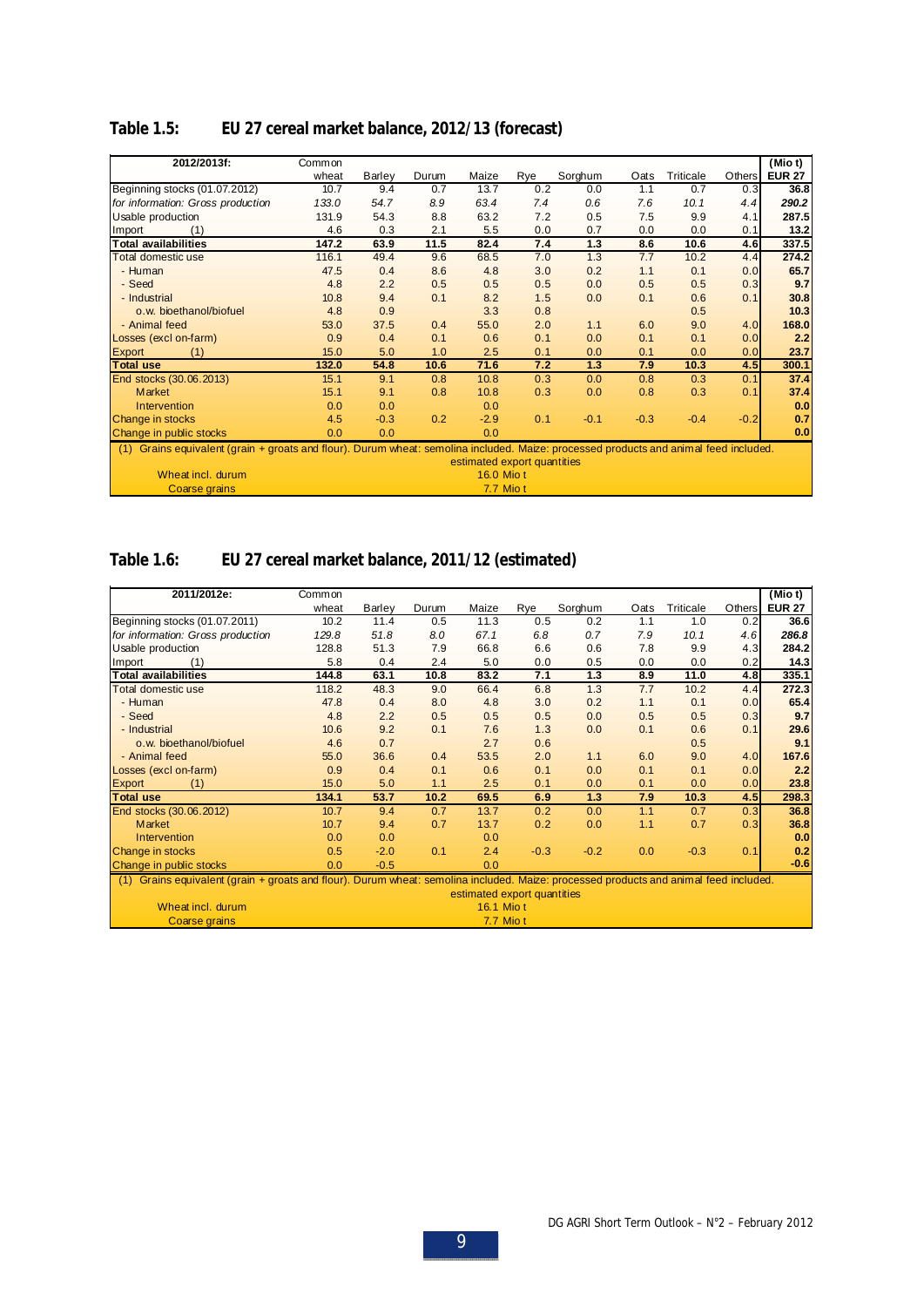## Table 1.5: EU 27 cereal market balance, 2012/13 (forecast)

| 2012/2013f: | Common wheat | Barley | Durum | Maize | Rye | Sorghum | Oats | Triticale | Others | (Mio t) EUR 27 |
|---|---|---|---|---|---|---|---|---|---|---|
| Beginning stocks (01.07.2012) | 10.7 | 9.4 | 0.7 | 13.7 | 0.2 | 0.0 | 1.1 | 0.7 | 0.3 | **36.8** |
| *for information: Gross production* | *133.0* | *54.7* | *8.9* | *63.4* | *7.4* | *0.6* | *7.6* | *10.1* | *4.4* | ***290.2*** |
| Usable production | 131.9 | 54.3 | 8.8 | 63.2 | 7.2 | 0.5 | 7.5 | 9.9 | 4.1 | **287.5** |
| Import (1) | 4.6 | 0.3 | 2.1 | 5.5 | 0.0 | 0.7 | 0.0 | 0.0 | 0.1 | **13.2** |
| **Total availabilities** | **147.2** | **63.9** | **11.5** | **82.4** | **7.4** | **1.3** | **8.6** | **10.6** | **4.6** | **337.5** |
| Total domestic use | 116.1 | 49.4 | 9.6 | 68.5 | 7.0 | 1.3 | 7.7 | 10.2 | 4.4 | **274.2** |
| - Human | 47.5 | 0.4 | 8.6 | 4.8 | 3.0 | 0.2 | 1.1 | 0.1 | 0.0 | **65.7** |
| - Seed | 4.8 | 2.2 | 0.5 | 0.5 | 0.5 | 0.0 | 0.5 | 0.5 | 0.3 | **9.7** |
| - Industrial | 10.8 | 9.4 | 0.1 | 8.2 | 1.5 | 0.0 | 0.1 | 0.6 | 0.1 | **30.8** |
| o.w. bioethanol/biofuel | 4.8 | 0.9 | | 3.3 | 0.8 | | | 0.5 | | **10.3** |
| - Animal feed | 53.0 | 37.5 | 0.4 | 55.0 | 2.0 | 1.1 | 6.0 | 9.0 | 4.0 | **168.0** |
| Losses (excl on-farm) | 0.9 | 0.4 | 0.1 | 0.6 | 0.1 | 0.0 | 0.1 | 0.1 | 0.0 | **2.2** |
| Export (1) | 15.0 | 5.0 | 1.0 | 2.5 | 0.1 | 0.0 | 0.1 | 0.0 | 0.0 | **23.7** |
| **Total use** | **132.0** | **54.8** | **10.6** | **71.6** | **7.2** | **1.3** | **7.9** | **10.3** | **4.5** | **300.1** |
| End stocks (30.06.2013) | 15.1 | 9.1 | 0.8 | 10.8 | 0.3 | 0.0 | 0.8 | 0.3 | 0.1 | **37.4** |
| Market | 15.1 | 9.1 | 0.8 | 10.8 | 0.3 | 0.0 | 0.8 | 0.3 | 0.1 | **37.4** |
| Intervention | 0.0 | 0.0 | | 0.0 | | | | | | **0.0** |
| Change in stocks | 4.5 | -0.3 | 0.2 | -2.9 | 0.1 | -0.1 | -0.3 | -0.4 | -0.2 | **0.7** |
| Change in public stocks | 0.0 | 0.0 | | 0.0 | | | | | | **0.0** |

(1) Grains equivalent (grain + groats and flour). Durum wheat: semolina included. Maize: processed products and animal feed included.

| estimated export quantities | |
|---|---|
| Wheat incl. durum | 16.0 Mio t |
| Coarse grains | 7.7 Mio t |

## Table 1.6: EU 27 cereal market balance, 2011/12 (estimated)

| 2011/2012e: | Common wheat | Barley | Durum | Maize | Rye | Sorghum | Oats | Triticale | Others | (Mio t) EUR 27 |
|---|---|---|---|---|---|---|---|---|---|---|
| Beginning stocks (01.07.2011) | 10.2 | 11.4 | 0.5 | 11.3 | 0.5 | 0.2 | 1.1 | 1.0 | 0.2 | **36.6** |
| *for information: Gross production* | *129.8* | *51.8* | *8.0* | *67.1* | *6.8* | *0.7* | *7.9* | *10.1* | *4.6* | ***286.8*** |
| Usable production | 128.8 | 51.3 | 7.9 | 66.8 | 6.6 | 0.6 | 7.8 | 9.9 | 4.3 | **284.2** |
| Import (1) | 5.8 | 0.4 | 2.4 | 5.0 | 0.0 | 0.5 | 0.0 | 0.0 | 0.2 | **14.3** |
| **Total availabilities** | **144.8** | **63.1** | **10.8** | **83.2** | **7.1** | **1.3** | **8.9** | **11.0** | **4.8** | **335.1** |
| Total domestic use | 118.2 | 48.3 | 9.0 | 66.4 | 6.8 | 1.3 | 7.7 | 10.2 | 4.4 | **272.3** |
| - Human | 47.8 | 0.4 | 8.0 | 4.8 | 3.0 | 0.2 | 1.1 | 0.1 | 0.0 | **65.4** |
| - Seed | 4.8 | 2.2 | 0.5 | 0.5 | 0.5 | 0.0 | 0.5 | 0.5 | 0.3 | **9.7** |
| - Industrial | 10.6 | 9.2 | 0.1 | 7.6 | 1.3 | 0.0 | 0.1 | 0.6 | 0.1 | **29.6** |
| o.w. bioethanol/biofuel | 4.6 | 0.7 | | 2.7 | 0.6 | | | 0.5 | | **9.1** |
| - Animal feed | 55.0 | 36.6 | 0.4 | 53.5 | 2.0 | 1.1 | 6.0 | 9.0 | 4.0 | **167.6** |
| Losses (excl on-farm) | 0.9 | 0.4 | 0.1 | 0.6 | 0.1 | 0.0 | 0.1 | 0.1 | 0.0 | **2.2** |
| Export (1) | 15.0 | 5.0 | 1.1 | 2.5 | 0.1 | 0.0 | 0.1 | 0.0 | 0.0 | **23.8** |
| **Total use** | **134.1** | **53.7** | **10.2** | **69.5** | **6.9** | **1.3** | **7.9** | **10.3** | **4.5** | **298.3** |
| End stocks (30.06.2012) | 10.7 | 9.4 | 0.7 | 13.7 | 0.2 | 0.0 | 1.1 | 0.7 | 0.3 | **36.8** |
| Market | 10.7 | 9.4 | 0.7 | 13.7 | 0.2 | 0.0 | 1.1 | 0.7 | 0.3 | **36.8** |
| Intervention | 0.0 | 0.0 | | 0.0 | | | | | | **0.0** |
| Change in stocks | 0.5 | -2.0 | 0.1 | 2.4 | -0.3 | -0.2 | 0.0 | -0.3 | 0.1 | **0.2** |
| Change in public stocks | 0.0 | -0.5 | | 0.0 | | | | | | **-0.6** |

(1) Grains equivalent (grain + groats and flour). Durum wheat: semolina included. Maize: processed products and animal feed included.

| estimated export quantities | |
|---|---|
| Wheat incl. durum | 16.1 Mio t |
| Coarse grains | 7.7 Mio t |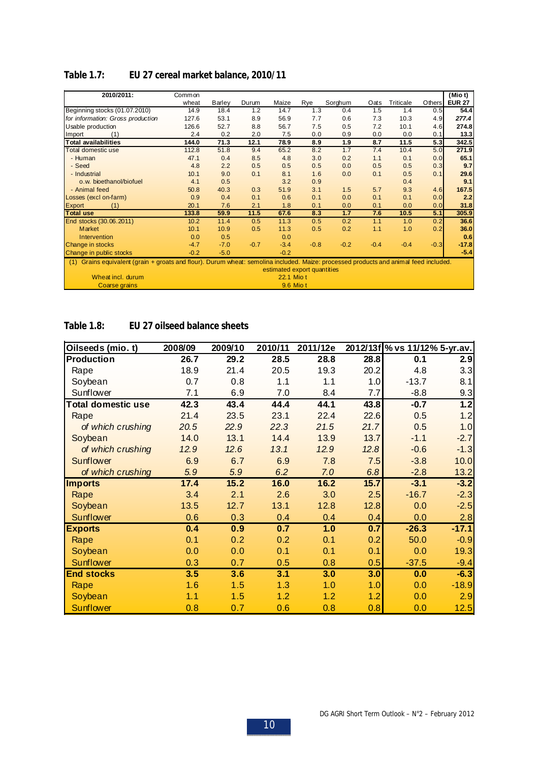**Table 1.7: EU 27 cereal market balance, 2010/11**

| 2010/2011: | Common wheat | Barley | Durum | Maize | Rye | Sorghum | Oats | Triticale | Others | (Mio t) EUR 27 |
|---|---|---|---|---|---|---|---|---|---|---|
| Beginning stocks (01.07.2010) | 14.9 | 18.4 | 1.2 | 14.7 | 1.3 | 0.4 | 1.5 | 1.4 | 0.5 | **54.4** |
| *for information: Gross production* | 127.6 | 53.1 | 8.9 | 56.9 | 7.7 | 0.6 | 7.3 | 10.3 | 4.9 | ***277.4*** |
| Usable production | 126.6 | 52.7 | 8.8 | 56.7 | 7.5 | 0.5 | 7.2 | 10.1 | 4.6 | **274.8** |
| Import (1) | 2.4 | 0.2 | 2.0 | 7.5 | 0.0 | 0.9 | 0.0 | 0.0 | 0.1 | **13.3** |
| **Total availabilities** | **144.0** | **71.3** | **12.1** | **78.9** | **8.9** | **1.9** | **8.7** | **11.5** | **5.3** | **342.5** |
| Total domestic use | 112.8 | 51.8 | 9.4 | 65.2 | 8.2 | 1.7 | 7.4 | 10.4 | 5.0 | **271.9** |
| - Human | 47.1 | 0.4 | 8.5 | 4.8 | 3.0 | 0.2 | 1.1 | 0.1 | 0.0 | **65.1** |
| - Seed | 4.8 | 2.2 | 0.5 | 0.5 | 0.5 | 0.0 | 0.5 | 0.5 | 0.3 | **9.7** |
| - Industrial | 10.1 | 9.0 | 0.1 | 8.1 | 1.6 | 0.0 | 0.1 | 0.5 | 0.1 | **29.6** |
| o.w. bioethanol/biofuel | 4.1 | 0.5 | | 3.2 | 0.9 | | | 0.4 | | **9.1** |
| - Animal feed | 50.8 | 40.3 | 0.3 | 51.9 | 3.1 | 1.5 | 5.7 | 9.3 | 4.6 | **167.5** |
| Losses (excl on-farm) | 0.9 | 0.4 | 0.1 | 0.6 | 0.1 | 0.0 | 0.1 | 0.1 | 0.0 | **2.2** |
| Export (1) | 20.1 | 7.6 | 2.1 | 1.8 | 0.1 | 0.0 | 0.1 | 0.0 | 0.0 | **31.8** |
| **Total use** | **133.8** | **59.9** | **11.5** | **67.6** | **8.3** | **1.7** | **7.6** | **10.5** | **5.1** | **305.9** |
| End stocks (30.06.2011) | 10.2 | 11.4 | 0.5 | 11.3 | 0.5 | 0.2 | 1.1 | 1.0 | 0.2 | **36.6** |
| Market | 10.1 | 10.9 | 0.5 | 11.3 | 0.5 | 0.2 | 1.1 | 1.0 | 0.2 | **36.0** |
| Intervention | 0.0 | 0.5 | | 0.0 | | | | | | **0.6** |
| Change in stocks | -4.7 | -7.0 | -0.7 | -3.4 | -0.8 | -0.2 | -0.4 | -0.4 | -0.3 | **-17.8** |
| Change in public stocks | -0.2 | -5.0 | | -0.2 | | | | | | **-5.4** |

(1) Grains equivalent (grain + groats and flour). Durum wheat: semolina included. Maize: processed products and animal feed included.

| | estimated export quantities |
|---|---|
| Wheat incl. durum | 22.1 Mio t |
| Coarse grains | 9.6 Mio t |

**Table 1.8: EU 27 oilseed balance sheets**

| Oilseeds (mio. t) | 2008/09 | 2009/10 | 2010/11 | 2011/12e | 2012/13f | % vs 11/12 | % 5-yr.av. |
|---|---|---|---|---|---|---|---|
| **Production** | **26.7** | **29.2** | **28.5** | **28.8** | **28.8** | **0.1** | **2.9** |
| Rape | 18.9 | 21.4 | 20.5 | 19.3 | 20.2 | 4.8 | 3.3 |
| Soybean | 0.7 | 0.8 | 1.1 | 1.1 | 1.0 | -13.7 | 8.1 |
| Sunflower | 7.1 | 6.9 | 7.0 | 8.4 | 7.7 | -8.8 | 9.3 |
| **Total domestic use** | **42.3** | **43.4** | **44.4** | **44.1** | **43.8** | **-0.7** | **1.2** |
| Rape | 21.4 | 23.5 | 23.1 | 22.4 | 22.6 | 0.5 | 1.2 |
| *of which crushing* | *20.5* | *22.9* | *22.3* | *21.5* | *21.7* | 0.5 | 1.0 |
| Soybean | 14.0 | 13.1 | 14.4 | 13.9 | 13.7 | -1.1 | -2.7 |
| *of which crushing* | *12.9* | *12.6* | *13.1* | *12.9* | *12.8* | -0.6 | -1.3 |
| Sunflower | 6.9 | 6.7 | 6.9 | 7.8 | 7.5 | -3.8 | 10.0 |
| *of which crushing* | *5.9* | *5.9* | *6.2* | *7.0* | *6.8* | -2.8 | 13.2 |
| **Imports** | **17.4** | **15.2** | **16.0** | **16.2** | **15.7** | **-3.1** | **-3.2** |
| Rape | 3.4 | 2.1 | 2.6 | 3.0 | 2.5 | -16.7 | -2.3 |
| Soybean | 13.5 | 12.7 | 13.1 | 12.8 | 12.8 | 0.0 | -2.5 |
| Sunflower | 0.6 | 0.3 | 0.4 | 0.4 | 0.4 | 0.0 | 2.8 |
| **Exports** | **0.4** | **0.9** | **0.7** | **1.0** | **0.7** | **-26.3** | **-17.1** |
| Rape | 0.1 | 0.2 | 0.2 | 0.1 | 0.2 | 50.0 | -0.9 |
| Soybean | 0.0 | 0.0 | 0.1 | 0.1 | 0.1 | 0.0 | 19.3 |
| Sunflower | 0.3 | 0.7 | 0.5 | 0.8 | 0.5 | -37.5 | -9.4 |
| **End stocks** | **3.5** | **3.6** | **3.1** | **3.0** | **3.0** | **0.0** | **-6.3** |
| Rape | 1.6 | 1.5 | 1.3 | 1.0 | 1.0 | 0.0 | -18.9 |
| Soybean | 1.1 | 1.5 | 1.2 | 1.2 | 1.2 | 0.0 | 2.9 |
| Sunflower | 0.8 | 0.7 | 0.6 | 0.8 | 0.8 | 0.0 | 12.5 |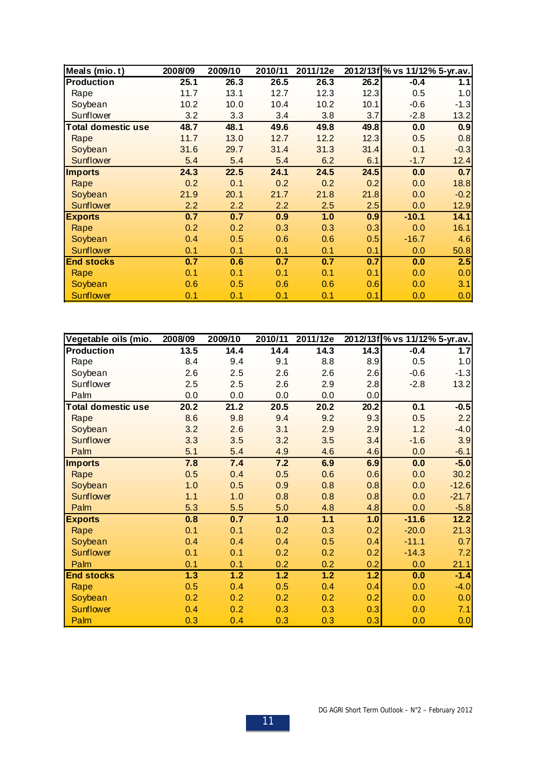| Meals (mio. t) | 2008/09 | 2009/10 | 2010/11 | 2011/12e | 2012/13f | % vs 11/12 | % 5-yr.av. |
|---|---|---|---|---|---|---|---|
| **Production** | **25.1** | **26.3** | **26.5** | **26.3** | **26.2** | **-0.4** | **1.1** |
| Rape | 11.7 | 13.1 | 12.7 | 12.3 | 12.3 | 0.5 | 1.0 |
| Soybean | 10.2 | 10.0 | 10.4 | 10.2 | 10.1 | -0.6 | -1.3 |
| Sunflower | 3.2 | 3.3 | 3.4 | 3.8 | 3.7 | -2.8 | 13.2 |
| **Total domestic use** | **48.7** | **48.1** | **49.6** | **49.8** | **49.8** | **0.0** | **0.9** |
| Rape | 11.7 | 13.0 | 12.7 | 12.2 | 12.3 | 0.5 | 0.8 |
| Soybean | 31.6 | 29.7 | 31.4 | 31.3 | 31.4 | 0.1 | -0.3 |
| Sunflower | 5.4 | 5.4 | 5.4 | 6.2 | 6.1 | -1.7 | 12.4 |
| **Imports** | **24.3** | **22.5** | **24.1** | **24.5** | **24.5** | **0.0** | **0.7** |
| Rape | 0.2 | 0.1 | 0.2 | 0.2 | 0.2 | 0.0 | 18.8 |
| Soybean | 21.9 | 20.1 | 21.7 | 21.8 | 21.8 | 0.0 | -0.2 |
| Sunflower | 2.2 | 2.2 | 2.2 | 2.5 | 2.5 | 0.0 | 12.9 |
| **Exports** | **0.7** | **0.7** | **0.9** | **1.0** | **0.9** | **-10.1** | **14.1** |
| Rape | 0.2 | 0.2 | 0.3 | 0.3 | 0.3 | 0.0 | 16.1 |
| Soybean | 0.4 | 0.5 | 0.6 | 0.6 | 0.5 | -16.7 | 4.6 |
| Sunflower | 0.1 | 0.1 | 0.1 | 0.1 | 0.1 | 0.0 | 50.8 |
| **End stocks** | **0.7** | **0.6** | **0.7** | **0.7** | **0.7** | **0.0** | **2.5** |
| Rape | 0.1 | 0.1 | 0.1 | 0.1 | 0.1 | 0.0 | 0.0 |
| Soybean | 0.6 | 0.5 | 0.6 | 0.6 | 0.6 | 0.0 | 3.1 |
| Sunflower | 0.1 | 0.1 | 0.1 | 0.1 | 0.1 | 0.0 | 0.0 |

| Vegetable oils (mio. | 2008/09 | 2009/10 | 2010/11 | 2011/12e | 2012/13f | % vs 11/12 | % 5-yr.av. |
|---|---|---|---|---|---|---|---|
| **Production** | **13.5** | **14.4** | **14.4** | **14.3** | **14.3** | **-0.4** | **1.7** |
| Rape | 8.4 | 9.4 | 9.1 | 8.8 | 8.9 | 0.5 | 1.0 |
| Soybean | 2.6 | 2.5 | 2.6 | 2.6 | 2.6 | -0.6 | -1.3 |
| Sunflower | 2.5 | 2.5 | 2.6 | 2.9 | 2.8 | -2.8 | 13.2 |
| Palm | 0.0 | 0.0 | 0.0 | 0.0 | 0.0 | | |
| **Total domestic use** | **20.2** | **21.2** | **20.5** | **20.2** | **20.2** | **0.1** | **-0.5** |
| Rape | 8.6 | 9.8 | 9.4 | 9.2 | 9.3 | 0.5 | 2.2 |
| Soybean | 3.2 | 2.6 | 3.1 | 2.9 | 2.9 | 1.2 | -4.0 |
| Sunflower | 3.3 | 3.5 | 3.2 | 3.5 | 3.4 | -1.6 | 3.9 |
| Palm | 5.1 | 5.4 | 4.9 | 4.6 | 4.6 | 0.0 | -6.1 |
| **Imports** | **7.8** | **7.4** | **7.2** | **6.9** | **6.9** | **0.0** | **-5.0** |
| Rape | 0.5 | 0.4 | 0.5 | 0.6 | 0.6 | 0.0 | 30.2 |
| Soybean | 1.0 | 0.5 | 0.9 | 0.8 | 0.8 | 0.0 | -12.6 |
| Sunflower | 1.1 | 1.0 | 0.8 | 0.8 | 0.8 | 0.0 | -21.7 |
| Palm | 5.3 | 5.5 | 5.0 | 4.8 | 4.8 | 0.0 | -5.8 |
| **Exports** | **0.8** | **0.7** | **1.0** | **1.1** | **1.0** | **-11.6** | **12.2** |
| Rape | 0.1 | 0.1 | 0.2 | 0.3 | 0.2 | -20.0 | 21.3 |
| Soybean | 0.4 | 0.4 | 0.4 | 0.5 | 0.4 | -11.1 | 0.7 |
| Sunflower | 0.1 | 0.1 | 0.2 | 0.2 | 0.2 | -14.3 | 7.2 |
| Palm | 0.1 | 0.1 | 0.2 | 0.2 | 0.2 | 0.0 | 21.1 |
| **End stocks** | **1.3** | **1.2** | **1.2** | **1.2** | **1.2** | **0.0** | **-1.4** |
| Rape | 0.5 | 0.4 | 0.5 | 0.4 | 0.4 | 0.0 | -4.0 |
| Soybean | 0.2 | 0.2 | 0.2 | 0.2 | 0.2 | 0.0 | 0.0 |
| Sunflower | 0.4 | 0.2 | 0.3 | 0.3 | 0.3 | 0.0 | 7.1 |
| Palm | 0.3 | 0.4 | 0.3 | 0.3 | 0.3 | 0.0 | 0.0 |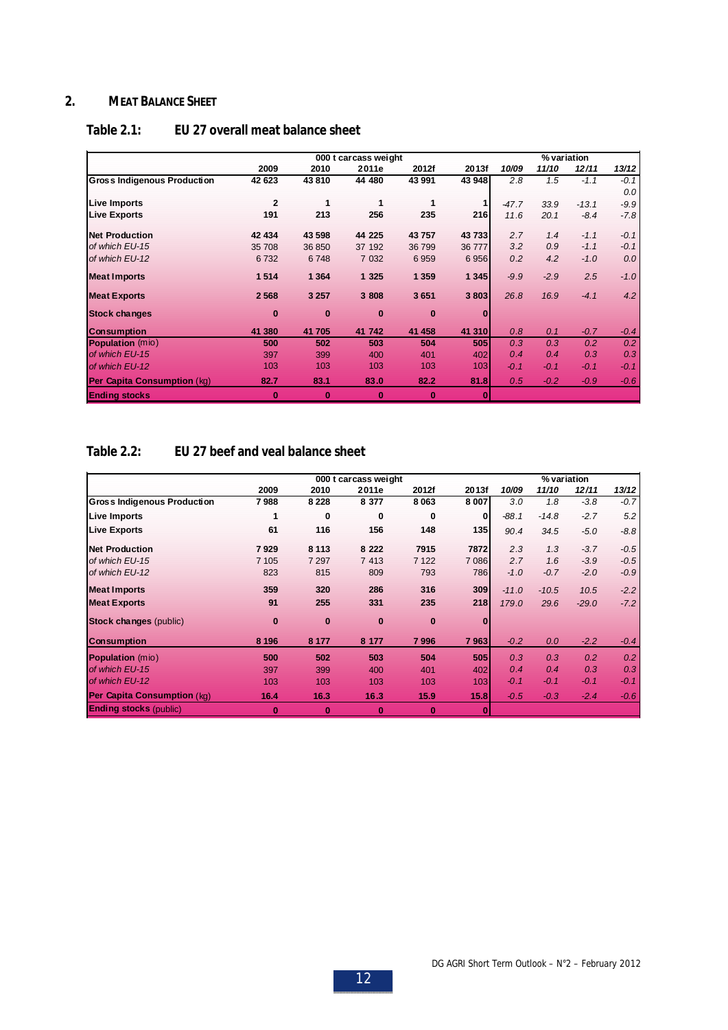## 2. MEAT BALANCE SHEET

### Table 2.1: EU 27 overall meat balance sheet

| | 000 t carcass weight | | | | | % variation | | | |
|---|---|---|---|---|---|---|---|---|---|
| | 2009 | 2010 | 2011e | 2012f | 2013f | 10/09 | 11/10 | 12/11 | 13/12 |
| **Gross Indigenous Production** | 42 623 | 43 810 | 44 480 | 43 991 | 43 948 | 2.8 | 1.5 | -1.1 | -0.1 |
| | | | | | | | | | 0.0 |
| **Live Imports** | 2 | 1 | 1 | 1 | 1 | -47.7 | 33.9 | -13.1 | -9.9 |
| **Live Exports** | 191 | 213 | 256 | 235 | 216 | 11.6 | 20.1 | -8.4 | -7.8 |
| **Net Production** | 42 434 | 43 598 | 44 225 | 43 757 | 43 733 | 2.7 | 1.4 | -1.1 | -0.1 |
| *of which EU-15* | 35 708 | 36 850 | 37 192 | 36 799 | 36 777 | 3.2 | 0.9 | -1.1 | -0.1 |
| *of which EU-12* | 6 732 | 6 748 | 7 032 | 6 959 | 6 956 | 0.2 | 4.2 | -1.0 | 0.0 |
| **Meat Imports** | 1 514 | 1 364 | 1 325 | 1 359 | 1 345 | -9.9 | -2.9 | 2.5 | -1.0 |
| **Meat Exports** | 2 568 | 3 257 | 3 808 | 3 651 | 3 803 | 26.8 | 16.9 | -4.1 | 4.2 |
| **Stock changes** | 0 | 0 | 0 | 0 | 0 | | | | |
| **Consumption** | 41 380 | 41 705 | 41 742 | 41 458 | 41 310 | 0.8 | 0.1 | -0.7 | -0.4 |
| **Population** (mio) | 500 | 502 | 503 | 504 | 505 | 0.3 | 0.3 | 0.2 | 0.2 |
| *of which EU-15* | 397 | 399 | 400 | 401 | 402 | 0.4 | 0.4 | 0.3 | 0.3 |
| *of which EU-12* | 103 | 103 | 103 | 103 | 103 | -0.1 | -0.1 | -0.1 | -0.1 |
| **Per Capita Consumption** (kg) | 82.7 | 83.1 | 83.0 | 82.2 | 81.8 | 0.5 | -0.2 | -0.9 | -0.6 |
| **Ending stocks** | 0 | 0 | 0 | 0 | 0 | | | | |

### Table 2.2: EU 27 beef and veal balance sheet

| | 000 t carcass weight | | | | | % variation | | | |
|---|---|---|---|---|---|---|---|---|---|
| | 2009 | 2010 | 2011e | 2012f | 2013f | 10/09 | 11/10 | 12/11 | 13/12 |
| **Gross Indigenous Production** | 7 988 | 8 228 | 8 377 | 8 063 | 8 007 | 3.0 | 1.8 | -3.8 | -0.7 |
| **Live Imports** | 1 | 0 | 0 | 0 | 0 | -88.1 | -14.8 | -2.7 | 5.2 |
| **Live Exports** | 61 | 116 | 156 | 148 | 135 | 90.4 | 34.5 | -5.0 | -8.8 |
| **Net Production** | 7 929 | 8 113 | 8 222 | 7915 | 7872 | 2.3 | 1.3 | -3.7 | -0.5 |
| *of which EU-15* | 7 105 | 7 297 | 7 413 | 7 122 | 7 086 | 2.7 | 1.6 | -3.9 | -0.5 |
| *of which EU-12* | 823 | 815 | 809 | 793 | 786 | -1.0 | -0.7 | -2.0 | -0.9 |
| **Meat Imports** | 359 | 320 | 286 | 316 | 309 | -11.0 | -10.5 | 10.5 | -2.2 |
| **Meat Exports** | 91 | 255 | 331 | 235 | 218 | 179.0 | 29.6 | -29.0 | -7.2 |
| **Stock changes** (public) | 0 | 0 | 0 | 0 | 0 | | | | |
| **Consumption** | 8 196 | 8 177 | 8 177 | 7 996 | 7 963 | -0.2 | 0.0 | -2.2 | -0.4 |
| **Population** (mio) | 500 | 502 | 503 | 504 | 505 | 0.3 | 0.3 | 0.2 | 0.2 |
| *of which EU-15* | 397 | 399 | 400 | 401 | 402 | 0.4 | 0.4 | 0.3 | 0.3 |
| *of which EU-12* | 103 | 103 | 103 | 103 | 103 | -0.1 | -0.1 | -0.1 | -0.1 |
| **Per Capita Consumption** (kg) | 16.4 | 16.3 | 16.3 | 15.9 | 15.8 | -0.5 | -0.3 | -2.4 | -0.6 |
| **Ending stocks** (public) | 0 | 0 | 0 | 0 | 0 | | | | |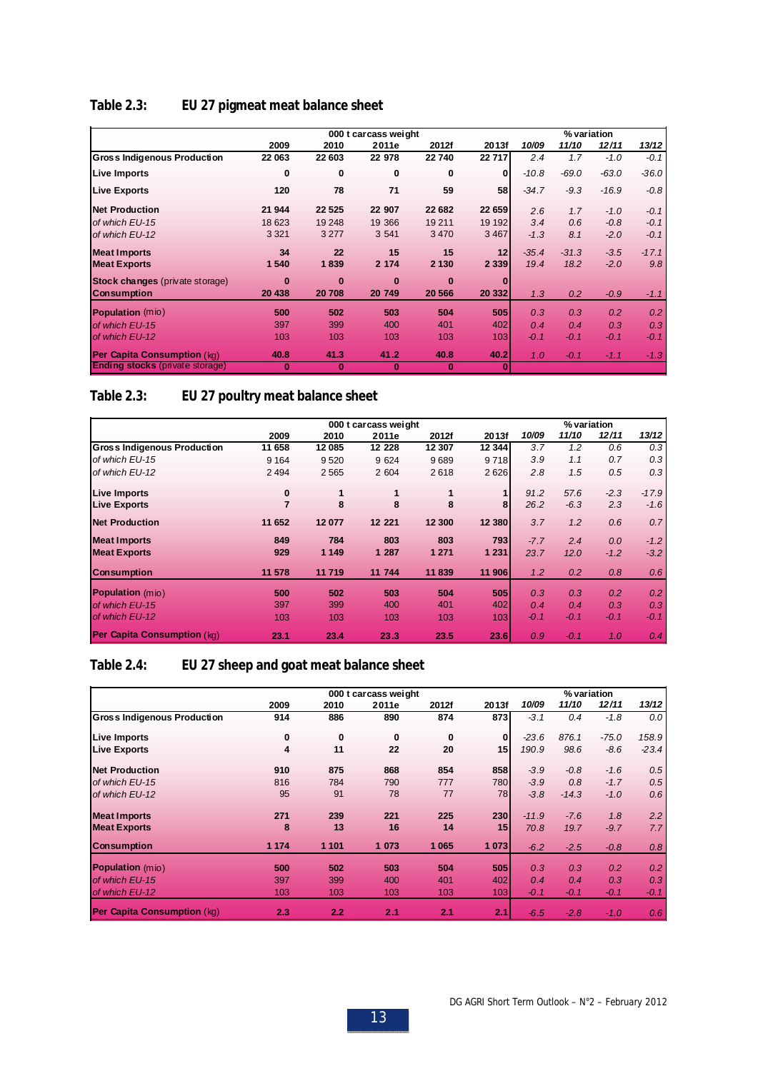## Table 2.3: EU 27 pigmeat meat balance sheet

| | 000 t carcass weight | | | | | % variation | | | |
|---|---|---|---|---|---|---|---|---|---|
| | 2009 | 2010 | 2011e | 2012f | 2013f | *10/09* | *11/10* | *12/11* | *13/12* |
| **Gross Indigenous Production** | **22 063** | **22 603** | **22 978** | **22 740** | **22 717** | *2.4* | *1.7* | *-1.0* | *-0.1* |
| **Live Imports** | **0** | **0** | **0** | **0** | **0** | *-10.8* | *-69.0* | *-63.0* | *-36.0* |
| **Live Exports** | **120** | **78** | **71** | **59** | **58** | *-34.7* | *-9.3* | *-16.9* | *-0.8* |
| **Net Production** | **21 944** | **22 525** | **22 907** | **22 682** | **22 659** | *2.6* | *1.7* | *-1.0* | *-0.1* |
| *of which EU-15* | 18 623 | 19 248 | 19 366 | 19 211 | 19 192 | *3.4* | *0.6* | *-0.8* | *-0.1* |
| *of which EU-12* | 3 321 | 3 277 | 3 541 | 3 470 | 3 467 | *-1.3* | *8.1* | *-2.0* | *-0.1* |
| **Meat Imports** | **34** | **22** | **15** | **15** | **12** | *-35.4* | *-31.3* | *-3.5* | *-17.1* |
| **Meat Exports** | **1 540** | **1 839** | **2 174** | **2 130** | **2 339** | *19.4* | *18.2* | *-2.0* | *9.8* |
| **Stock changes** (private storage) | **0** | **0** | **0** | **0** | **0** | | | | |
| **Consumption** | **20 438** | **20 708** | **20 749** | **20 566** | **20 332** | *1.3* | *0.2* | *-0.9* | *-1.1* |
| **Population** (mio) | **500** | **502** | **503** | **504** | **505** | *0.3* | *0.3* | *0.2* | *0.2* |
| *of which EU-15* | 397 | 399 | 400 | 401 | 402 | *0.4* | *0.4* | *0.3* | *0.3* |
| *of which EU-12* | 103 | 103 | 103 | 103 | 103 | *-0.1* | *-0.1* | *-0.1* | *-0.1* |
| **Per Capita Consumption** (kg) | **40.8** | **41.3** | **41.2** | **40.8** | **40.2** | *1.0* | *-0.1* | *-1.1* | *-1.3* |
| **Ending stocks** (private storage) | **0** | **0** | **0** | **0** | **0** | | | | |

## Table 2.3: EU 27 poultry meat balance sheet

| | 000 t carcass weight | | | | | % variation | | | |
|---|---|---|---|---|---|---|---|---|---|
| | 2009 | 2010 | 2011e | 2012f | 2013f | *10/09* | *11/10* | *12/11* | *13/12* |
| **Gross Indigenous Production** | **11 658** | **12 085** | **12 228** | **12 307** | **12 344** | *3.7* | *1.2* | *0.6* | *0.3* |
| *of which EU-15* | 9 164 | 9 520 | 9 624 | 9 689 | 9 718 | *3.9* | *1.1* | *0.7* | *0.3* |
| *of which EU-12* | 2 494 | 2 565 | 2 604 | 2 618 | 2 626 | *2.8* | *1.5* | *0.5* | *0.3* |
| **Live Imports** | **0** | **1** | **1** | **1** | **1** | *91.2* | *57.6* | *-2.3* | *-17.9* |
| **Live Exports** | **7** | **8** | **8** | **8** | **8** | *26.2* | *-6.3* | *2.3* | *-1.6* |
| **Net Production** | **11 652** | **12 077** | **12 221** | **12 300** | **12 380** | *3.7* | *1.2* | *0.6* | *0.7* |
| **Meat Imports** | **849** | **784** | **803** | **803** | **793** | *-7.7* | *2.4* | *0.0* | *-1.2* |
| **Meat Exports** | **929** | **1 149** | **1 287** | **1 271** | **1 231** | *23.7* | *12.0* | *-1.2* | *-3.2* |
| **Consumption** | **11 578** | **11 719** | **11 744** | **11 839** | **11 906** | *1.2* | *0.2* | *0.8* | *0.6* |
| **Population** (mio) | **500** | **502** | **503** | **504** | **505** | *0.3* | *0.3* | *0.2* | *0.2* |
| *of which EU-15* | 397 | 399 | 400 | 401 | 402 | *0.4* | *0.4* | *0.3* | *0.3* |
| *of which EU-12* | 103 | 103 | 103 | 103 | 103 | *-0.1* | *-0.1* | *-0.1* | *-0.1* |
| **Per Capita Consumption** (kg) | **23.1** | **23.4** | **23.3** | **23.5** | **23.6** | *0.9* | *-0.1* | *1.0* | *0.4* |

## Table 2.4: EU 27 sheep and goat meat balance sheet

| | 000 t carcass weight | | | | | % variation | | | |
|---|---|---|---|---|---|---|---|---|---|
| | 2009 | 2010 | 2011e | 2012f | 2013f | *10/09* | *11/10* | *12/11* | *13/12* |
| **Gross Indigenous Production** | **914** | **886** | **890** | **874** | **873** | *-3.1* | *0.4* | *-1.8* | *0.0* |
| **Live Imports** | **0** | **0** | **0** | **0** | **0** | *-23.6* | *876.1* | *-75.0* | *158.9* |
| **Live Exports** | **4** | **11** | **22** | **20** | **15** | *190.9* | *98.6* | *-8.6* | *-23.4* |
| **Net Production** | **910** | **875** | **868** | **854** | **858** | *-3.9* | *-0.8* | *-1.6* | *0.5* |
| *of which EU-15* | 816 | 784 | 790 | 777 | 780 | *-3.9* | *0.8* | *-1.7* | *0.5* |
| *of which EU-12* | 95 | 91 | 78 | 77 | 78 | *-3.8* | *-14.3* | *-1.0* | *0.6* |
| **Meat Imports** | **271** | **239** | **221** | **225** | **230** | *-11.9* | *-7.6* | *1.8* | *2.2* |
| **Meat Exports** | **8** | **13** | **16** | **14** | **15** | *70.8* | *19.7* | *-9.7* | *7.7* |
| **Consumption** | **1 174** | **1 101** | **1 073** | **1 065** | **1 073** | *-6.2* | *-2.5* | *-0.8* | *0.8* |
| **Population** (mio) | **500** | **502** | **503** | **504** | **505** | *0.3* | *0.3* | *0.2* | *0.2* |
| *of which EU-15* | 397 | 399 | 400 | 401 | 402 | *0.4* | *0.4* | *0.3* | *0.3* |
| *of which EU-12* | 103 | 103 | 103 | 103 | 103 | *-0.1* | *-0.1* | *-0.1* | *-0.1* |
| **Per Capita Consumption** (kg) | **2.3** | **2.2** | **2.1** | **2.1** | **2.1** | *-6.5* | *-2.8* | *-1.0* | *0.6* |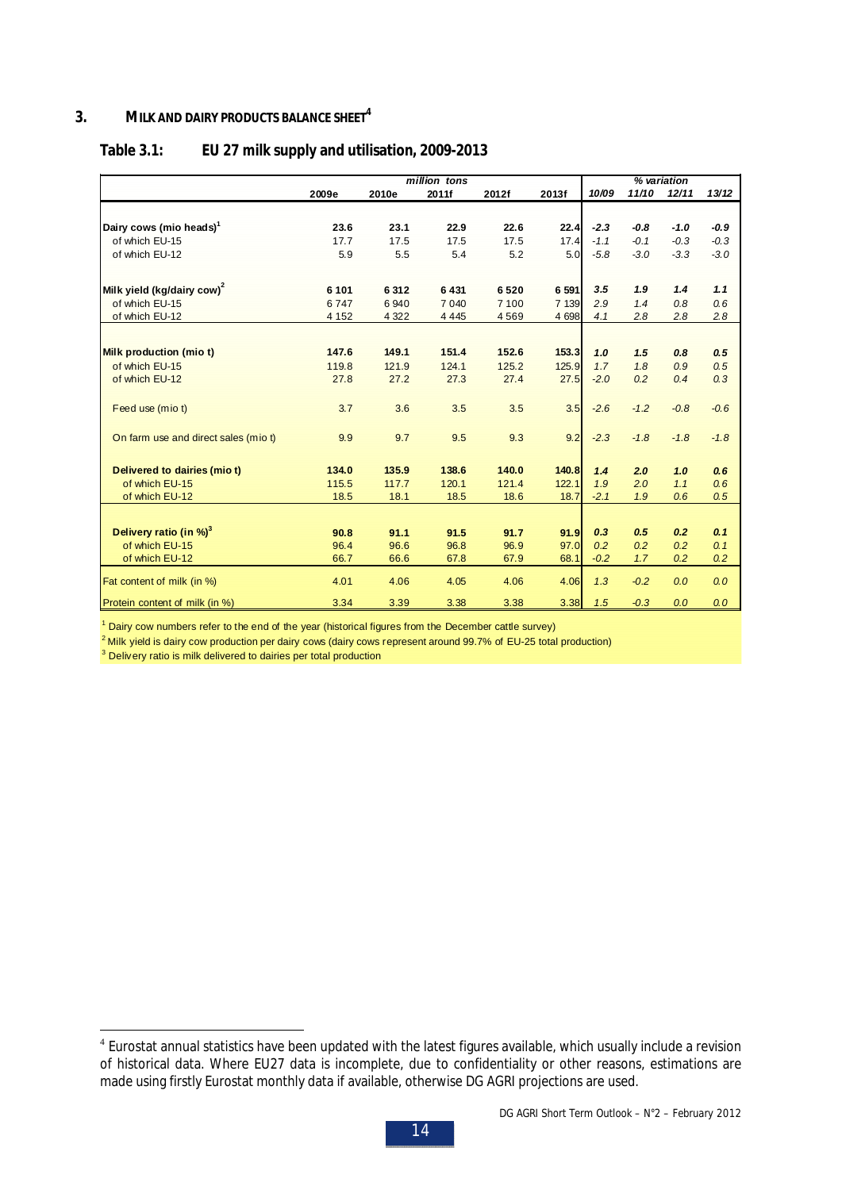## 3. MILK AND DAIRY PRODUCTS BALANCE SHEET[4]

### Table 3.1: EU 27 milk supply and utilisation, 2009-2013

| | million tons | | | | | % variation | | | |
|---|---|---|---|---|---|---|---|---|---|
| | 2009e | 2010e | 2011f | 2012f | 2013f | 10/09 | 11/10 | 12/11 | 13/12 |
| **Dairy cows (mio heads)[1]** | **23.6** | **23.1** | **22.9** | **22.6** | **22.4** | ***-2.3*** | ***-0.8*** | ***-1.0*** | ***-0.9*** |
| of which EU-15 | 17.7 | 17.5 | 17.5 | 17.5 | 17.4 | *-1.1* | *-0.1* | *-0.3* | *-0.3* |
| of which EU-12 | 5.9 | 5.5 | 5.4 | 5.2 | 5.0 | *-5.8* | *-3.0* | *-3.3* | *-3.0* |
| **Milk yield (kg/dairy cow)[2]** | **6 101** | **6 312** | **6 431** | **6 520** | **6 591** | ***3.5*** | ***1.9*** | ***1.4*** | ***1.1*** |
| of which EU-15 | 6 747 | 6 940 | 7 040 | 7 100 | 7 139 | *2.9* | *1.4* | *0.8* | *0.6* |
| of which EU-12 | 4 152 | 4 322 | 4 445 | 4 569 | 4 698 | *4.1* | *2.8* | *2.8* | *2.8* |
| **Milk production (mio t)** | **147.6** | **149.1** | **151.4** | **152.6** | **153.3** | ***1.0*** | ***1.5*** | ***0.8*** | ***0.5*** |
| of which EU-15 | 119.8 | 121.9 | 124.1 | 125.2 | 125.9 | *1.7* | *1.8* | *0.9* | *0.5* |
| of which EU-12 | 27.8 | 27.2 | 27.3 | 27.4 | 27.5 | *-2.0* | *0.2* | *0.4* | *0.3* |
| Feed use (mio t) | 3.7 | 3.6 | 3.5 | 3.5 | 3.5 | *-2.6* | *-1.2* | *-0.8* | *-0.6* |
| On farm use and direct sales (mio t) | 9.9 | 9.7 | 9.5 | 9.3 | 9.2 | *-2.3* | *-1.8* | *-1.8* | *-1.8* |
| **Delivered to dairies (mio t)** | **134.0** | **135.9** | **138.6** | **140.0** | **140.8** | ***1.4*** | ***2.0*** | ***1.0*** | ***0.6*** |
| of which EU-15 | 115.5 | 117.7 | 120.1 | 121.4 | 122.1 | *1.9* | *2.0* | *1.1* | *0.6* |
| of which EU-12 | 18.5 | 18.1 | 18.5 | 18.6 | 18.7 | *-2.1* | *1.9* | *0.6* | *0.5* |
| **Delivery ratio (in %)[3]** | **90.8** | **91.1** | **91.5** | **91.7** | **91.9** | ***0.3*** | ***0.5*** | ***0.2*** | ***0.1*** |
| of which EU-15 | 96.4 | 96.6 | 96.8 | 96.9 | 97.0 | *0.2* | *0.2* | *0.2* | *0.1* |
| of which EU-12 | 66.7 | 66.6 | 67.8 | 67.9 | 68.1 | *-0.2* | *1.7* | *0.2* | *0.2* |
| Fat content of milk (in %) | 4.01 | 4.06 | 4.05 | 4.06 | 4.06 | *1.3* | *-0.2* | *0.0* | *0.0* |
| Protein content of milk (in %) | 3.34 | 3.39 | 3.38 | 3.38 | 3.38 | *1.5* | *-0.3* | *0.0* | *0.0* |

[1] Dairy cow numbers refer to the end of the year (historical figures from the December cattle survey)

[2] Milk yield is dairy cow production per dairy cows (dairy cows represent around 99.7% of EU-25 total production)

[3] Delivery ratio is milk delivered to dairies per total production

[4] Eurostat annual statistics have been updated with the latest figures available, which usually include a revision of historical data. Where EU27 data is incomplete, due to confidentiality or other reasons, estimations are made using firstly Eurostat monthly data if available, otherwise DG AGRI projections are used.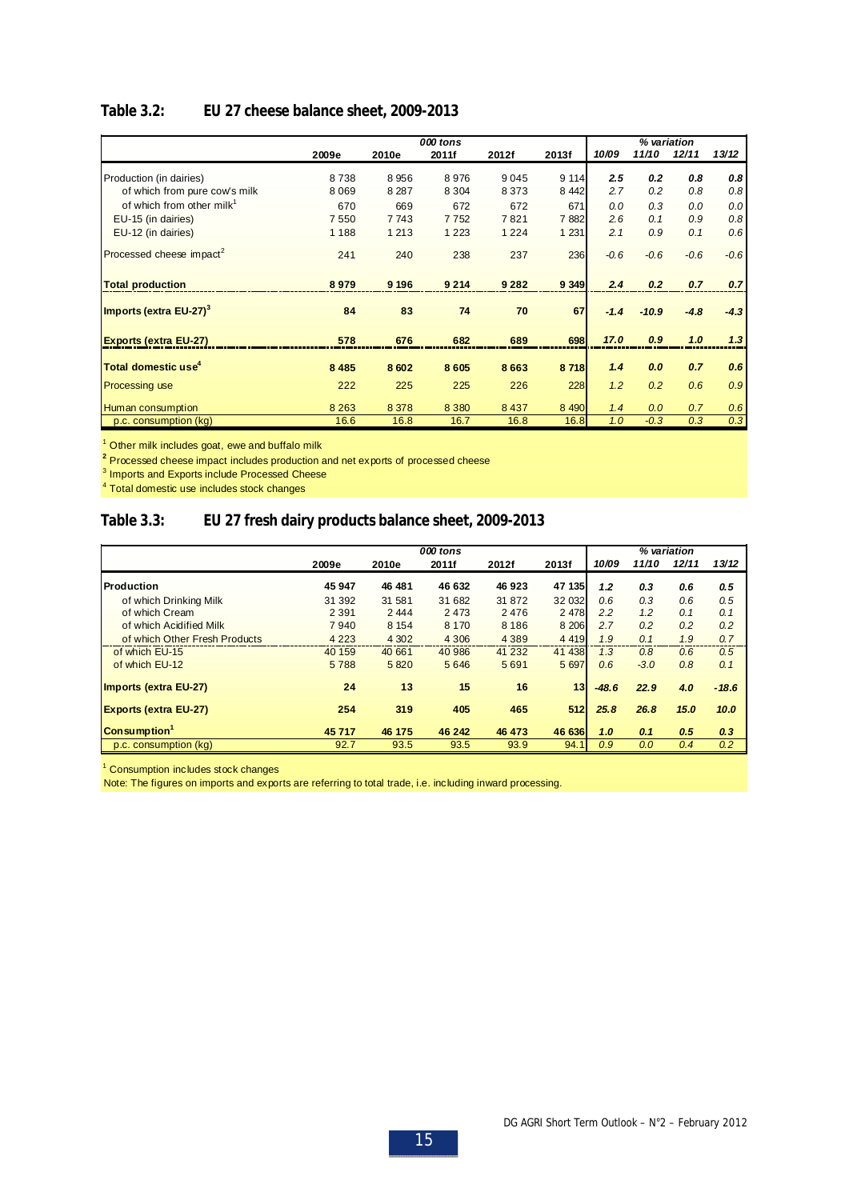## Table 3.2: EU 27 cheese balance sheet, 2009-2013

| | 000 tons | | | | | % variation | | | |
|---|---|---|---|---|---|---|---|---|---|
| | 2009e | 2010e | 2011f | 2012f | 2013f | 10/09 | 11/10 | 12/11 | 13/12 |
| Production (in dairies) | 8 738 | 8 956 | 8 976 | 9 045 | 9 114 | **2.5** | **0.2** | **0.8** | **0.8** |
| of which from pure cow's milk | 8 069 | 8 287 | 8 304 | 8 373 | 8 442 | 2.7 | 0.2 | 0.8 | 0.8 |
| of which from other milk[1] | 670 | 669 | 672 | 672 | 671 | 0.0 | 0.3 | 0.0 | 0.0 |
| EU-15 (in dairies) | 7 550 | 7 743 | 7 752 | 7 821 | 7 882 | 2.6 | 0.1 | 0.9 | 0.8 |
| EU-12 (in dairies) | 1 188 | 1 213 | 1 223 | 1 224 | 1 231 | 2.1 | 0.9 | 0.1 | 0.6 |
| Processed cheese impact[2] | 241 | 240 | 238 | 237 | 236 | -0.6 | -0.6 | -0.6 | -0.6 |
| **Total production** | **8 979** | **9 196** | **9 214** | **9 282** | **9 349** | **2.4** | **0.2** | **0.7** | **0.7** |
| **Imports (extra EU-27)[3]** | **84** | **83** | **74** | **70** | **67** | **-1.4** | **-10.9** | **-4.8** | **-4.3** |
| **Exports (extra EU-27)** | **578** | **676** | **682** | **689** | **698** | **17.0** | **0.9** | **1.0** | **1.3** |
| **Total domestic use[4]** | **8 485** | **8 602** | **8 605** | **8 663** | **8 718** | **1.4** | **0.0** | **0.7** | **0.6** |
| Processing use | 222 | 225 | 225 | 226 | 228 | 1.2 | 0.2 | 0.6 | 0.9 |
| Human consumption | 8 263 | 8 378 | 8 380 | 8 437 | 8 490 | 1.4 | 0.0 | 0.7 | 0.6 |
| p.c. consumption (kg) | 16.6 | 16.8 | 16.7 | 16.8 | 16.8 | 1.0 | -0.3 | 0.3 | 0.3 |

[1] Other milk includes goat, ewe and buffalo milk
[2] Processed cheese impact includes production and net exports of processed cheese
[3] Imports and Exports include Processed Cheese
[4] Total domestic use includes stock changes

## Table 3.3: EU 27 fresh dairy products balance sheet, 2009-2013

| | 000 tons | | | | | % variation | | | |
|---|---|---|---|---|---|---|---|---|---|
| | 2009e | 2010e | 2011f | 2012f | 2013f | 10/09 | 11/10 | 12/11 | 13/12 |
| **Production** | **45 947** | **46 481** | **46 632** | **46 923** | **47 135** | **1.2** | **0.3** | **0.6** | **0.5** |
| of which Drinking Milk | 31 392 | 31 581 | 31 682 | 31 872 | 32 032 | 0.6 | 0.3 | 0.6 | 0.5 |
| of which Cream | 2 391 | 2 444 | 2 473 | 2 476 | 2 478 | 2.2 | 1.2 | 0.1 | 0.1 |
| of which Acidified Milk | 7 940 | 8 154 | 8 170 | 8 186 | 8 206 | 2.7 | 0.2 | 0.2 | 0.2 |
| of which Other Fresh Products | 4 223 | 4 302 | 4 306 | 4 389 | 4 419 | 1.9 | 0.1 | 1.9 | 0.7 |
| of which EU-15 | 40 159 | 40 661 | 40 986 | 41 232 | 41 438 | 1.3 | 0.8 | 0.6 | 0.5 |
| of which EU-12 | 5 788 | 5 820 | 5 646 | 5 691 | 5 697 | 0.6 | -3.0 | 0.8 | 0.1 |
| **Imports (extra EU-27)** | **24** | **13** | **15** | **16** | **13** | **-48.6** | **22.9** | **4.0** | **-18.6** |
| **Exports (extra EU-27)** | **254** | **319** | **405** | **465** | **512** | **25.8** | **26.8** | **15.0** | **10.0** |
| **Consumption[1]** | **45 717** | **46 175** | **46 242** | **46 473** | **46 636** | **1.0** | **0.1** | **0.5** | **0.3** |
| p.c. consumption (kg) | 92.7 | 93.5 | 93.5 | 93.9 | 94.1 | 0.9 | 0.0 | 0.4 | 0.2 |

[1] Consumption includes stock changes

Note: The figures on imports and exports are referring to total trade, i.e. including inward processing.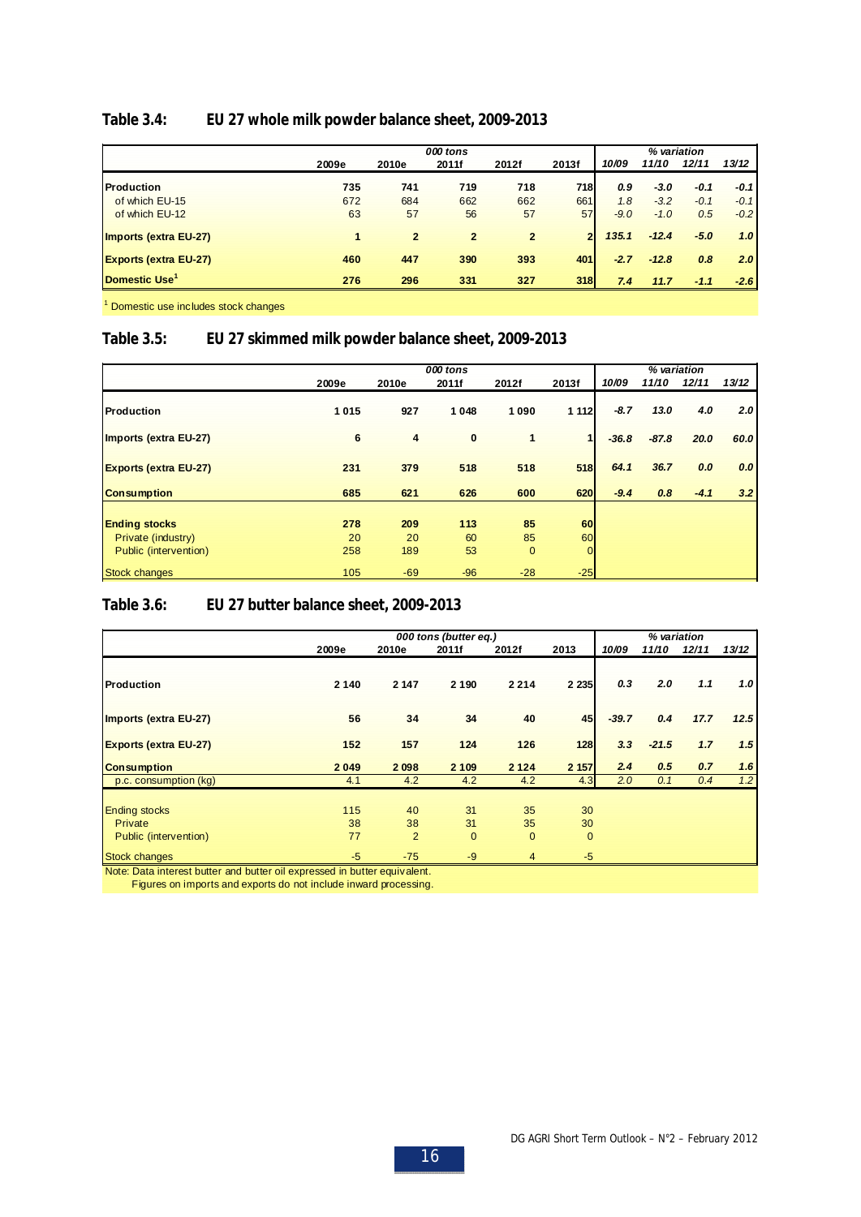## Table 3.4: EU 27 whole milk powder balance sheet, 2009-2013

| | 000 tons | | | | | % variation | | | |
|---|---|---|---|---|---|---|---|---|---|
| | 2009e | 2010e | 2011f | 2012f | 2013f | 10/09 | 11/10 | 12/11 | 13/12 |
| **Production** | **735** | **741** | **719** | **718** | **718** | ***0.9*** | ***-3.0*** | ***-0.1*** | ***-0.1*** |
| of which EU-15 | 672 | 684 | 662 | 662 | 661 | *1.8* | *-3.2* | *-0.1* | *-0.1* |
| of which EU-12 | 63 | 57 | 56 | 57 | 57 | *-9.0* | *-1.0* | *0.5* | *-0.2* |
| **Imports (extra EU-27)** | **1** | **2** | **2** | **2** | **2** | ***135.1*** | ***-12.4*** | ***-5.0*** | ***1.0*** |
| **Exports (extra EU-27)** | **460** | **447** | **390** | **393** | **401** | ***-2.7*** | ***-12.8*** | ***0.8*** | ***2.0*** |
| **Domestic Use[1]** | **276** | **296** | **331** | **327** | **318** | ***7.4*** | ***11.7*** | ***-1.1*** | ***-2.6*** |

[1] Domestic use includes stock changes

## Table 3.5: EU 27 skimmed milk powder balance sheet, 2009-2013

| | 000 tons | | | | | % variation | | | |
|---|---|---|---|---|---|---|---|---|---|
| | 2009e | 2010e | 2011f | 2012f | 2013f | 10/09 | 11/10 | 12/11 | 13/12 |
| **Production** | **1 015** | **927** | **1 048** | **1 090** | **1 112** | ***-8.7*** | ***13.0*** | ***4.0*** | ***2.0*** |
| **Imports (extra EU-27)** | **6** | **4** | **0** | **1** | **1** | ***-36.8*** | ***-87.8*** | ***20.0*** | ***60.0*** |
| **Exports (extra EU-27)** | **231** | **379** | **518** | **518** | **518** | ***64.1*** | ***36.7*** | ***0.0*** | ***0.0*** |
| **Consumption** | **685** | **621** | **626** | **600** | **620** | ***-9.4*** | ***0.8*** | ***-4.1*** | ***3.2*** |
| **Ending stocks** | **278** | **209** | **113** | **85** | **60** | | | | |
| Private (industry) | 20 | 20 | 60 | 85 | 60 | | | | |
| Public (intervention) | 258 | 189 | 53 | 0 | 0 | | | | |
| Stock changes | 105 | -69 | -96 | -28 | -25 | | | | |

## Table 3.6: EU 27 butter balance sheet, 2009-2013

| | 000 tons (butter eq.) | | | | | % variation | | | |
|---|---|---|---|---|---|---|---|---|---|
| | 2009e | 2010e | 2011f | 2012f | 2013 | 10/09 | 11/10 | 12/11 | 13/12 |
| **Production** | **2 140** | **2 147** | **2 190** | **2 214** | **2 235** | ***0.3*** | ***2.0*** | ***1.1*** | ***1.0*** |
| **Imports (extra EU-27)** | **56** | **34** | **34** | **40** | **45** | ***-39.7*** | ***0.4*** | ***17.7*** | ***12.5*** |
| **Exports (extra EU-27)** | **152** | **157** | **124** | **126** | **128** | ***3.3*** | ***-21.5*** | ***1.7*** | ***1.5*** |
| **Consumption** | **2 049** | **2 098** | **2 109** | **2 124** | **2 157** | ***2.4*** | ***0.5*** | ***0.7*** | ***1.6*** |
| p.c. consumption (kg) | 4.1 | 4.2 | 4.2 | 4.2 | 4.3 | *2.0* | *0.1* | *0.4* | *1.2* |
| Ending stocks | 115 | 40 | 31 | 35 | 30 | | | | |
| Private | 38 | 38 | 31 | 35 | 30 | | | | |
| Public (intervention) | 77 | 2 | 0 | 0 | 0 | | | | |
| Stock changes | -5 | -75 | -9 | 4 | -5 | | | | |

Note: Data interest butter and butter oil expressed in butter equivalent.
Figures on imports and exports do not include inward processing.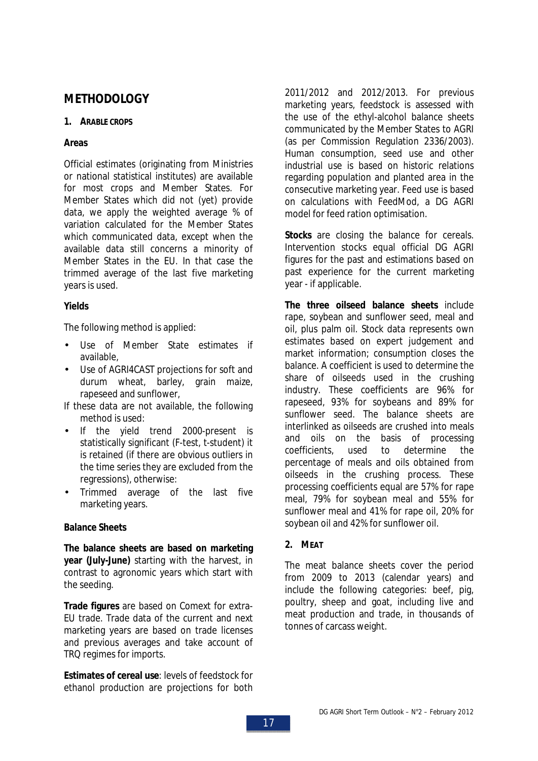## METHODOLOGY

### 1. ARABLE CROPS

**Areas**

Official estimates (originating from Ministries or national statistical institutes) are available for most crops and Member States. For Member States which did not (yet) provide data, we apply the weighted average % of variation calculated for the Member States which communicated data, except when the available data still concerns a minority of Member States in the EU. In that case the trimmed average of the last five marketing years is used.

**Yields**

The following method is applied:

- Use of Member State estimates if available,
- Use of AGRI4CAST projections for soft and durum wheat, barley, grain maize, rapeseed and sunflower,

If these data are not available, the following method is used:

- If the yield trend 2000-present is statistically significant (F-test, t-student) it is retained (if there are obvious outliers in the time series they are excluded from the regressions), otherwise:
- Trimmed average of the last five marketing years.

**Balance Sheets**

**The balance sheets are based on marketing year (July-June)** starting with the harvest, in contrast to agronomic years which start with the seeding.

**Trade figures** are based on Comext for extra-EU trade. Trade data of the current and next marketing years are based on trade licenses and previous averages and take account of TRQ regimes for imports.

**Estimates of cereal use**: levels of feedstock for ethanol production are projections for both 2011/2012 and 2012/2013. For previous marketing years, feedstock is assessed with the use of the ethyl-alcohol balance sheets communicated by the Member States to AGRI (as per Commission Regulation 2336/2003). Human consumption, seed use and other industrial use is based on historic relations regarding population and planted area in the consecutive marketing year. Feed use is based on calculations with FeedMod, a DG AGRI model for feed ration optimisation.

**Stocks** are closing the balance for cereals. Intervention stocks equal official DG AGRI figures for the past and estimations based on past experience for the current marketing year - if applicable.

**The three oilseed balance sheets** include rape, soybean and sunflower seed, meal and oil, plus palm oil. Stock data represents own estimates based on expert judgement and market information; consumption closes the balance. A coefficient is used to determine the share of oilseeds used in the crushing industry. These coefficients are 96% for rapeseed, 93% for soybeans and 89% for sunflower seed. The balance sheets are interlinked as oilseeds are crushed into meals and oils on the basis of processing coefficients, used to determine the percentage of meals and oils obtained from oilseeds in the crushing process. These processing coefficients equal are 57% for rape meal, 79% for soybean meal and 55% for sunflower meal and 41% for rape oil, 20% for soybean oil and 42% for sunflower oil.

### 2. MEAT

The meat balance sheets cover the period from 2009 to 2013 (calendar years) and include the following categories: beef, pig, poultry, sheep and goat, including live and meat production and trade, in thousands of tonnes of carcass weight.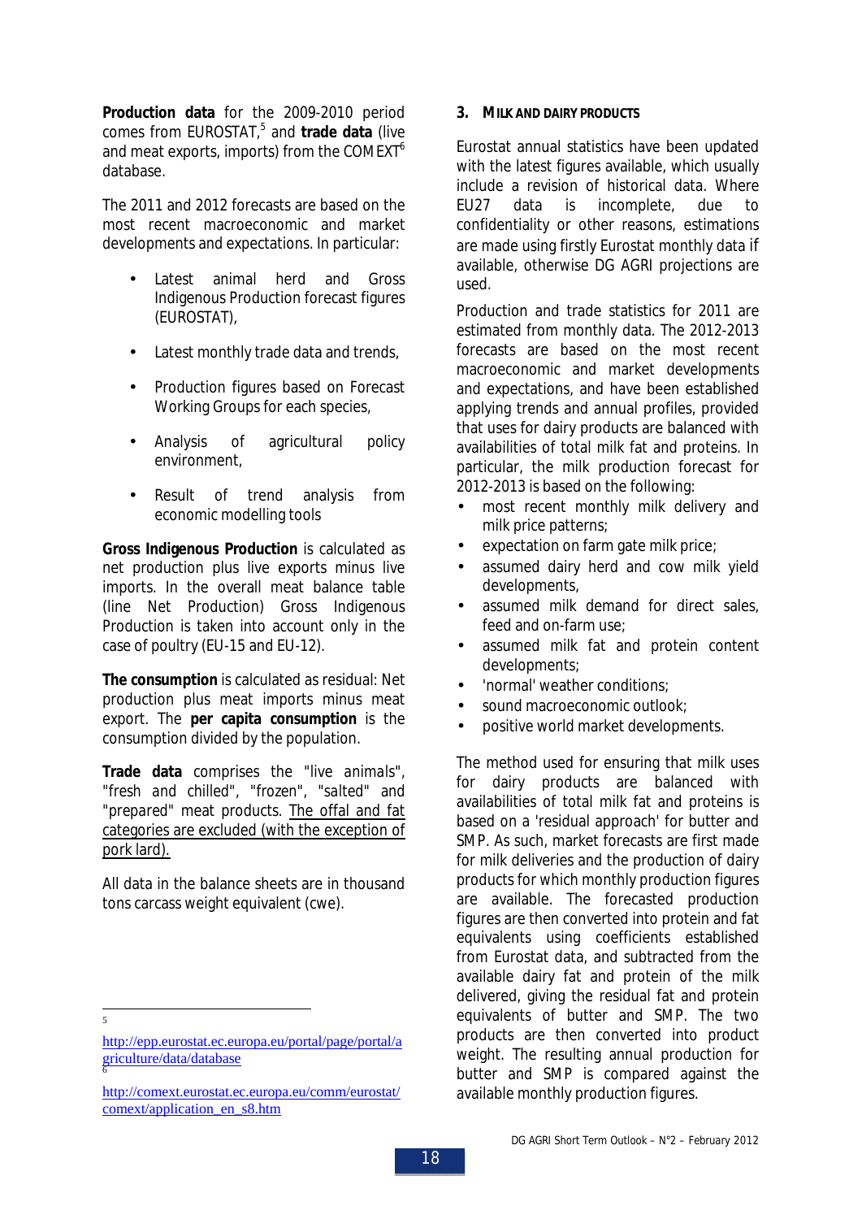**Production data** for the 2009-2010 period comes from EUROSTAT,[5] and **trade data** (live and meat exports, imports) from the COMEXT[6] database.

The 2011 and 2012 forecasts are based on the most recent macroeconomic and market developments and expectations. In particular:

- Latest animal herd and Gross Indigenous Production forecast figures (EUROSTAT),
- Latest monthly trade data and trends,
- Production figures based on Forecast Working Groups for each species,
- Analysis of agricultural policy environment,
- Result of trend analysis from economic modelling tools

**Gross Indigenous Production** is calculated as net production plus live exports minus live imports. In the overall meat balance table (line Net Production) Gross Indigenous Production is taken into account only in the case of poultry (EU-15 and EU-12).

**The consumption** is calculated as residual: Net production plus meat imports minus meat export. The **per capita consumption** is the consumption divided by the population.

**Trade data** comprises the "live animals", "fresh and chilled", "frozen", "salted" and "prepared" meat products. The offal and fat categories are excluded (with the exception of pork lard).

All data in the balance sheets are in thousand tons carcass weight equivalent (cwe).

[5] http://epp.eurostat.ec.europa.eu/portal/page/portal/agriculture/data/database

[6] http://comext.eurostat.ec.europa.eu/comm/eurostat/comext/application_en_s8.htm

## 3. Milk and dairy products

Eurostat annual statistics have been updated with the latest figures available, which usually include a revision of historical data. Where EU27 data is incomplete, due to confidentiality or other reasons, estimations are made using firstly Eurostat monthly data if available, otherwise DG AGRI projections are used.

Production and trade statistics for 2011 are estimated from monthly data. The 2012-2013 forecasts are based on the most recent macroeconomic and market developments and expectations, and have been established applying trends and annual profiles, provided that uses for dairy products are balanced with availabilities of total milk fat and proteins. In particular, the milk production forecast for 2012-2013 is based on the following:

- most recent monthly milk delivery and milk price patterns;
- expectation on farm gate milk price;
- assumed dairy herd and cow milk yield developments,
- assumed milk demand for direct sales, feed and on-farm use;
- assumed milk fat and protein content developments;
- 'normal' weather conditions;
- sound macroeconomic outlook;
- positive world market developments.

The method used for ensuring that milk uses for dairy products are balanced with availabilities of total milk fat and proteins is based on a 'residual approach' for butter and SMP. As such, market forecasts are first made for milk deliveries and the production of dairy products for which monthly production figures are available. The forecasted production figures are then converted into protein and fat equivalents using coefficients established from Eurostat data, and subtracted from the available dairy fat and protein of the milk delivered, giving the residual fat and protein equivalents of butter and SMP. The two products are then converted into product weight. The resulting annual production for butter and SMP is compared against the available monthly production figures.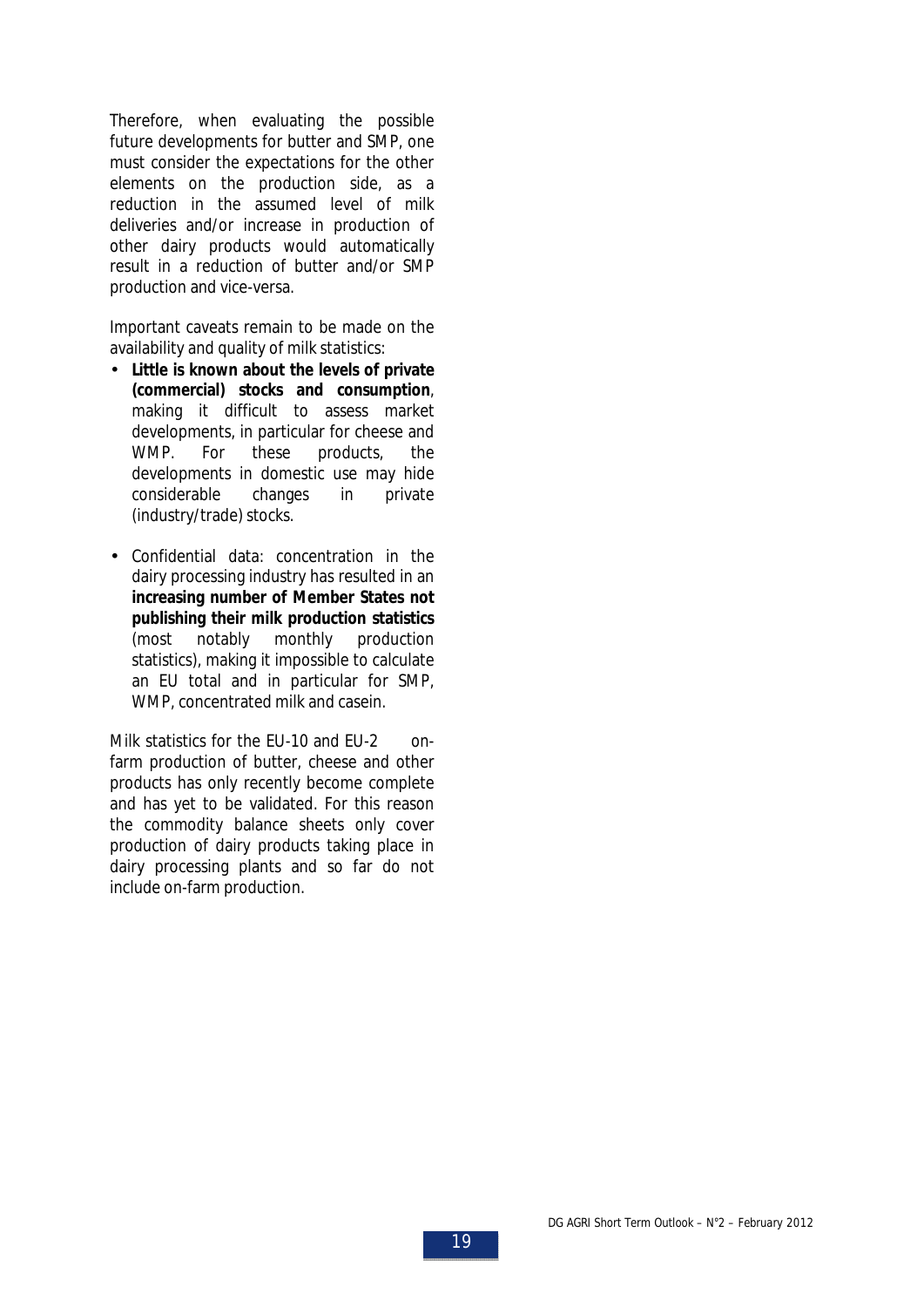Therefore, when evaluating the possible future developments for butter and SMP, one must consider the expectations for the other elements on the production side, as a reduction in the assumed level of milk deliveries and/or increase in production of other dairy products would automatically result in a reduction of butter and/or SMP production and vice-versa.

Important caveats remain to be made on the availability and quality of milk statistics:

- **Little is known about the levels of private (commercial) stocks and consumption**, making it difficult to assess market developments, in particular for cheese and WMP. For these products, the developments in domestic use may hide considerable changes in private (industry/trade) stocks.

- Confidential data: concentration in the dairy processing industry has resulted in an **increasing number of Member States not publishing their milk production statistics** (most notably monthly production statistics), making it impossible to calculate an EU total and in particular for SMP, WMP, concentrated milk and casein.

Milk statistics for the EU-10 and EU-2 on-farm production of butter, cheese and other products has only recently become complete and has yet to be validated. For this reason the commodity balance sheets only cover production of dairy products taking place in dairy processing plants and so far do not include on-farm production.